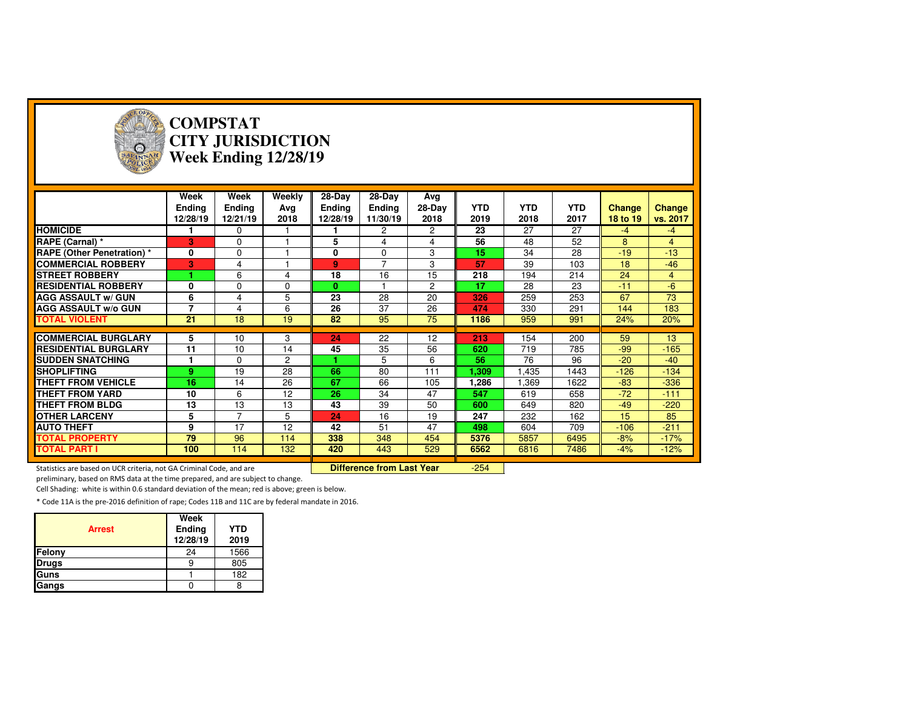# COMPSTAT
# CITY JURISDICTION
# Week Ending 12/28/19

| | Week Ending 12/28/19 | Week Ending 12/21/19 | Weekly Avg 2018 | 28-Day Ending 12/28/19 | 28-Day Ending 11/30/19 | Avg 28-Day 2018 | YTD 2019 | YTD 2018 | YTD 2017 | Change 18 to 19 | Change vs. 2017 |
|---|---|---|---|---|---|---|---|---|---|---|---|
| **HOMICIDE** | 1 | 0 | 1 | 1 | 2 | 2 | 23 | 27 | 27 | -4 | -4 |
| **RAPE (Carnal) *** | 3 | 0 | 1 | 5 | 4 | 4 | 56 | 48 | 52 | 8 | 4 |
| **RAPE (Other Penetration) *** | 0 | 0 | 1 | 0 | 0 | 3 | 15 | 34 | 28 | -19 | -13 |
| **COMMERCIAL ROBBERY** | 3 | 4 | 1 | 9 | 7 | 3 | 57 | 39 | 103 | 18 | -46 |
| **STREET ROBBERY** | 1 | 6 | 4 | 18 | 16 | 15 | 218 | 194 | 214 | 24 | 4 |
| **RESIDENTIAL ROBBERY** | 0 | 0 | 0 | 0 | 1 | 2 | 17 | 28 | 23 | -11 | -6 |
| **AGG ASSAULT w/ GUN** | 6 | 4 | 5 | 23 | 28 | 20 | 326 | 259 | 253 | 67 | 73 |
| **AGG ASSAULT w/o GUN** | 7 | 4 | 6 | 26 | 37 | 26 | 474 | 330 | 291 | 144 | 183 |
| **TOTAL VIOLENT** | 21 | 18 | 19 | 82 | 95 | 75 | 1186 | 959 | 991 | 24% | 20% |
| **COMMERCIAL BURGLARY** | 5 | 10 | 3 | 24 | 22 | 12 | 213 | 154 | 200 | 59 | 13 |
| **RESIDENTIAL BURGLARY** | 11 | 10 | 14 | 45 | 35 | 56 | 620 | 719 | 785 | -99 | -165 |
| **SUDDEN SNATCHING** | 1 | 0 | 2 | 1 | 5 | 6 | 56 | 76 | 96 | -20 | -40 |
| **SHOPLIFTING** | 9 | 19 | 28 | 66 | 80 | 111 | 1,309 | 1,435 | 1443 | -126 | -134 |
| **THEFT FROM VEHICLE** | 16 | 14 | 26 | 67 | 66 | 105 | 1,286 | 1,369 | 1622 | -83 | -336 |
| **THEFT FROM YARD** | 10 | 6 | 12 | 26 | 34 | 47 | 547 | 619 | 658 | -72 | -111 |
| **THEFT FROM BLDG** | 13 | 13 | 13 | 43 | 39 | 50 | 600 | 649 | 820 | -49 | -220 |
| **OTHER LARCENY** | 5 | 7 | 5 | 24 | 16 | 19 | 247 | 232 | 162 | 15 | 85 |
| **AUTO THEFT** | 9 | 17 | 12 | 42 | 51 | 47 | 498 | 604 | 709 | -106 | -211 |
| **TOTAL PROPERTY** | 79 | 96 | 114 | 338 | 348 | 454 | 5376 | 5857 | 6495 | -8% | -17% |
| **TOTAL PART I** | 100 | 114 | 132 | 420 | 443 | 529 | 6562 | 6816 | 7486 | -4% | -12% |

**Difference from Last Year** -254

Statistics are based on UCR criteria, not GA Criminal Code, and are preliminary, based on RMS data at the time prepared, and are subject to change.

Cell Shading: white is within 0.6 standard deviation of the mean; red is above; green is below.

* Code 11A is the pre-2016 definition of rape; Codes 11B and 11C are by federal mandate in 2016.

| Arrest | Week Ending 12/28/19 | YTD 2019 |
|---|---|---|
| Felony | 24 | 1566 |
| Drugs | 9 | 805 |
| Guns | 1 | 182 |
| Gangs | 0 | 8 |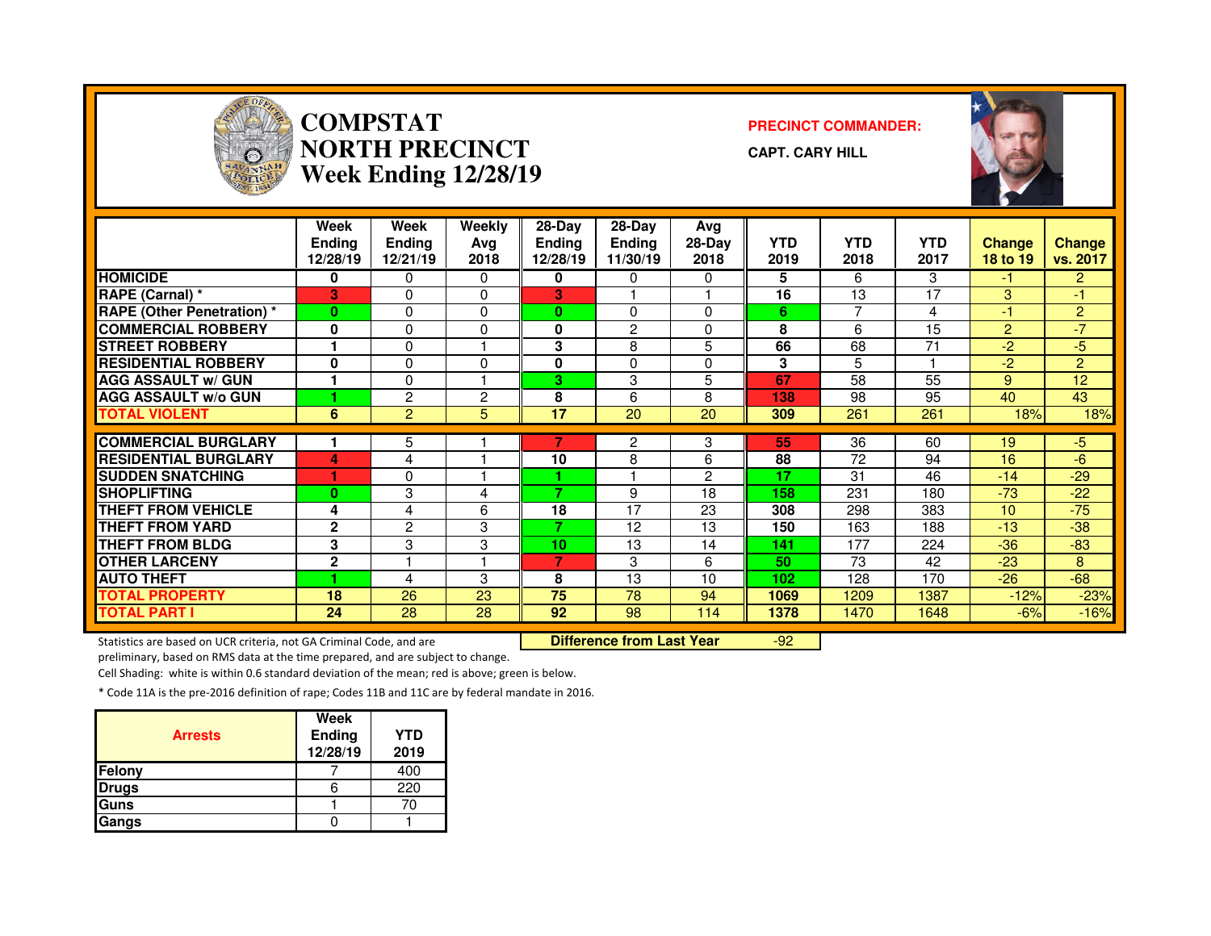# COMPSTAT NORTH PRECINCT Week Ending 12/28/19

**PRECINCT COMMANDER:**

**CAPT. CARY HILL**

| | Week Ending 12/28/19 | Week Ending 12/21/19 | Weekly Avg 2018 | 28-Day Ending 12/28/19 | 28-Day Ending 11/30/19 | Avg 28-Day 2018 | YTD 2019 | YTD 2018 | YTD 2017 | Change 18 to 19 | Change vs. 2017 |
|---|---|---|---|---|---|---|---|---|---|---|---|
| HOMICIDE | 0 | 0 | 0 | 0 | 0 | 0 | 5 | 6 | 3 | -1 | 2 |
| RAPE (Carnal) * | 3 | 0 | 0 | 3 | 1 | 1 | 16 | 13 | 17 | 3 | -1 |
| RAPE (Other Penetration) * | 0 | 0 | 0 | 0 | 0 | 0 | 6 | 7 | 4 | -1 | 2 |
| COMMERCIAL ROBBERY | 0 | 0 | 0 | 0 | 2 | 0 | 8 | 6 | 15 | 2 | -7 |
| STREET ROBBERY | 1 | 0 | 1 | 3 | 8 | 5 | 66 | 68 | 71 | -2 | -5 |
| RESIDENTIAL ROBBERY | 0 | 0 | 0 | 0 | 0 | 0 | 3 | 5 | 1 | -2 | 2 |
| AGG ASSAULT w/ GUN | 1 | 0 | 1 | 3 | 3 | 5 | 67 | 58 | 55 | 9 | 12 |
| AGG ASSAULT w/o GUN | 1 | 2 | 2 | 8 | 6 | 8 | 138 | 98 | 95 | 40 | 43 |
| TOTAL VIOLENT | 6 | 2 | 5 | 17 | 20 | 20 | 309 | 261 | 261 | 18% | 18% |
| COMMERCIAL BURGLARY | 1 | 5 | 1 | 7 | 2 | 3 | 55 | 36 | 60 | 19 | -5 |
| RESIDENTIAL BURGLARY | 4 | 4 | 1 | 10 | 8 | 6 | 88 | 72 | 94 | 16 | -6 |
| SUDDEN SNATCHING | 1 | 0 | 1 | 1 | 1 | 2 | 17 | 31 | 46 | -14 | -29 |
| SHOPLIFTING | 0 | 3 | 4 | 7 | 9 | 18 | 158 | 231 | 180 | -73 | -22 |
| THEFT FROM VEHICLE | 4 | 4 | 6 | 18 | 17 | 23 | 308 | 298 | 383 | 10 | -75 |
| THEFT FROM YARD | 2 | 2 | 3 | 7 | 12 | 13 | 150 | 163 | 188 | -13 | -38 |
| THEFT FROM BLDG | 3 | 3 | 3 | 10 | 13 | 14 | 141 | 177 | 224 | -36 | -83 |
| OTHER LARCENY | 2 | 1 | 1 | 7 | 3 | 6 | 50 | 73 | 42 | -23 | 8 |
| AUTO THEFT | 1 | 4 | 3 | 8 | 13 | 10 | 102 | 128 | 170 | -26 | -68 |
| TOTAL PROPERTY | 18 | 26 | 23 | 75 | 78 | 94 | 1069 | 1209 | 1387 | -12% | -23% |
| TOTAL PART I | 24 | 28 | 28 | 92 | 98 | 114 | 1378 | 1470 | 1648 | -6% | -16% |

**Difference from Last Year** -92

Statistics are based on UCR criteria, not GA Criminal Code, and are preliminary, based on RMS data at the time prepared, and are subject to change.

Cell Shading: white is within 0.6 standard deviation of the mean; red is above; green is below.

* Code 11A is the pre-2016 definition of rape; Codes 11B and 11C are by federal mandate in 2016.

| Arrests | Week Ending 12/28/19 | YTD 2019 |
|---|---|---|
| Felony | 7 | 400 |
| Drugs | 6 | 220 |
| Guns | 1 | 70 |
| Gangs | 0 | 1 |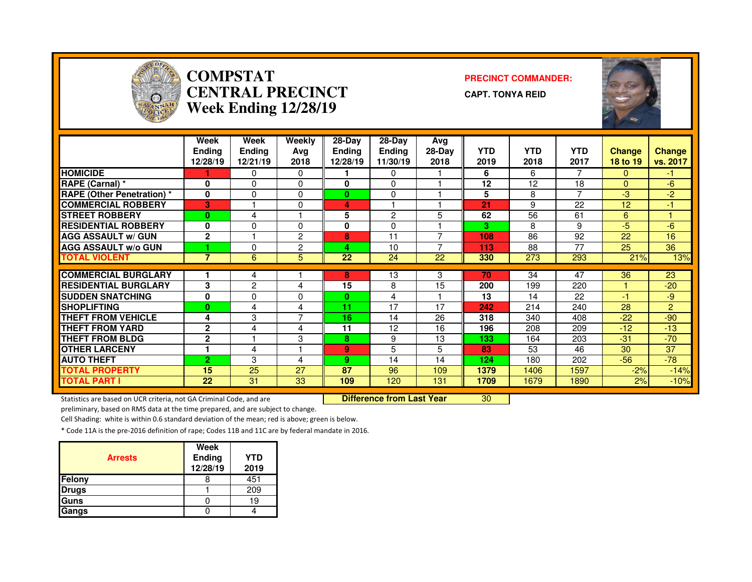# COMPSTAT CENTRAL PRECINCT Week Ending 12/28/19

**PRECINCT COMMANDER:**

**CAPT. TONYA REID**

| | Week Ending 12/28/19 | Week Ending 12/21/19 | Weekly Avg 2018 | 28-Day Ending 12/28/19 | 28-Day Ending 11/30/19 | Avg 28-Day 2018 | YTD 2019 | YTD 2018 | YTD 2017 | Change 18 to 19 | Change vs. 2017 |
|---|---|---|---|---|---|---|---|---|---|---|---|
| HOMICIDE | 1 | 0 | 0 | 1 | 0 | 1 | 6 | 6 | 7 | 0 | -1 |
| RAPE (Carnal) * | 0 | 0 | 0 | 0 | 0 | 1 | 12 | 12 | 18 | 0 | -6 |
| RAPE (Other Penetration) * | 0 | 0 | 0 | 0 | 0 | 1 | 5 | 8 | 7 | -3 | -2 |
| COMMERCIAL ROBBERY | 3 | 1 | 0 | 4 | 1 | 1 | 21 | 9 | 22 | 12 | -1 |
| STREET ROBBERY | 0 | 4 | 1 | 5 | 2 | 5 | 62 | 56 | 61 | 6 | 1 |
| RESIDENTIAL ROBBERY | 0 | 0 | 0 | 0 | 0 | 1 | 3 | 8 | 9 | -5 | -6 |
| AGG ASSAULT w/ GUN | 2 | 1 | 2 | 8 | 11 | 7 | 108 | 86 | 92 | 22 | 16 |
| AGG ASSAULT w/o GUN | 1 | 0 | 2 | 4 | 10 | 7 | 113 | 88 | 77 | 25 | 36 |
| TOTAL VIOLENT | 7 | 6 | 5 | 22 | 24 | 22 | 330 | 273 | 293 | 21% | 13% |
| COMMERCIAL BURGLARY | 1 | 4 | 1 | 8 | 13 | 3 | 70 | 34 | 47 | 36 | 23 |
| RESIDENTIAL BURGLARY | 3 | 2 | 4 | 15 | 8 | 15 | 200 | 199 | 220 | 1 | -20 |
| SUDDEN SNATCHING | 0 | 0 | 0 | 0 | 4 | 1 | 13 | 14 | 22 | -1 | -9 |
| SHOPLIFTING | 0 | 4 | 4 | 11 | 17 | 17 | 242 | 214 | 240 | 28 | 2 |
| THEFT FROM VEHICLE | 4 | 3 | 7 | 16 | 14 | 26 | 318 | 340 | 408 | -22 | -90 |
| THEFT FROM YARD | 2 | 4 | 4 | 11 | 12 | 16 | 196 | 208 | 209 | -12 | -13 |
| THEFT FROM BLDG | 2 | 1 | 3 | 8 | 9 | 13 | 133 | 164 | 203 | -31 | -70 |
| OTHER LARCENY | 1 | 4 | 1 | 9 | 5 | 5 | 83 | 53 | 46 | 30 | 37 |
| AUTO THEFT | 2 | 3 | 4 | 9 | 14 | 14 | 124 | 180 | 202 | -56 | -78 |
| TOTAL PROPERTY | 15 | 25 | 27 | 87 | 96 | 109 | 1379 | 1406 | 1597 | -2% | -14% |
| TOTAL PART I | 22 | 31 | 33 | 109 | 120 | 131 | 1709 | 1679 | 1890 | 2% | -10% |

**Difference from Last Year** 30

Statistics are based on UCR criteria, not GA Criminal Code, and are preliminary, based on RMS data at the time prepared, and are subject to change.

Cell Shading: white is within 0.6 standard deviation of the mean; red is above; green is below.

* Code 11A is the pre-2016 definition of rape; Codes 11B and 11C are by federal mandate in 2016.

| Arrests | Week Ending 12/28/19 | YTD 2019 |
|---|---|---|
| Felony | 8 | 451 |
| Drugs | 1 | 209 |
| Guns | 0 | 19 |
| Gangs | 0 | 4 |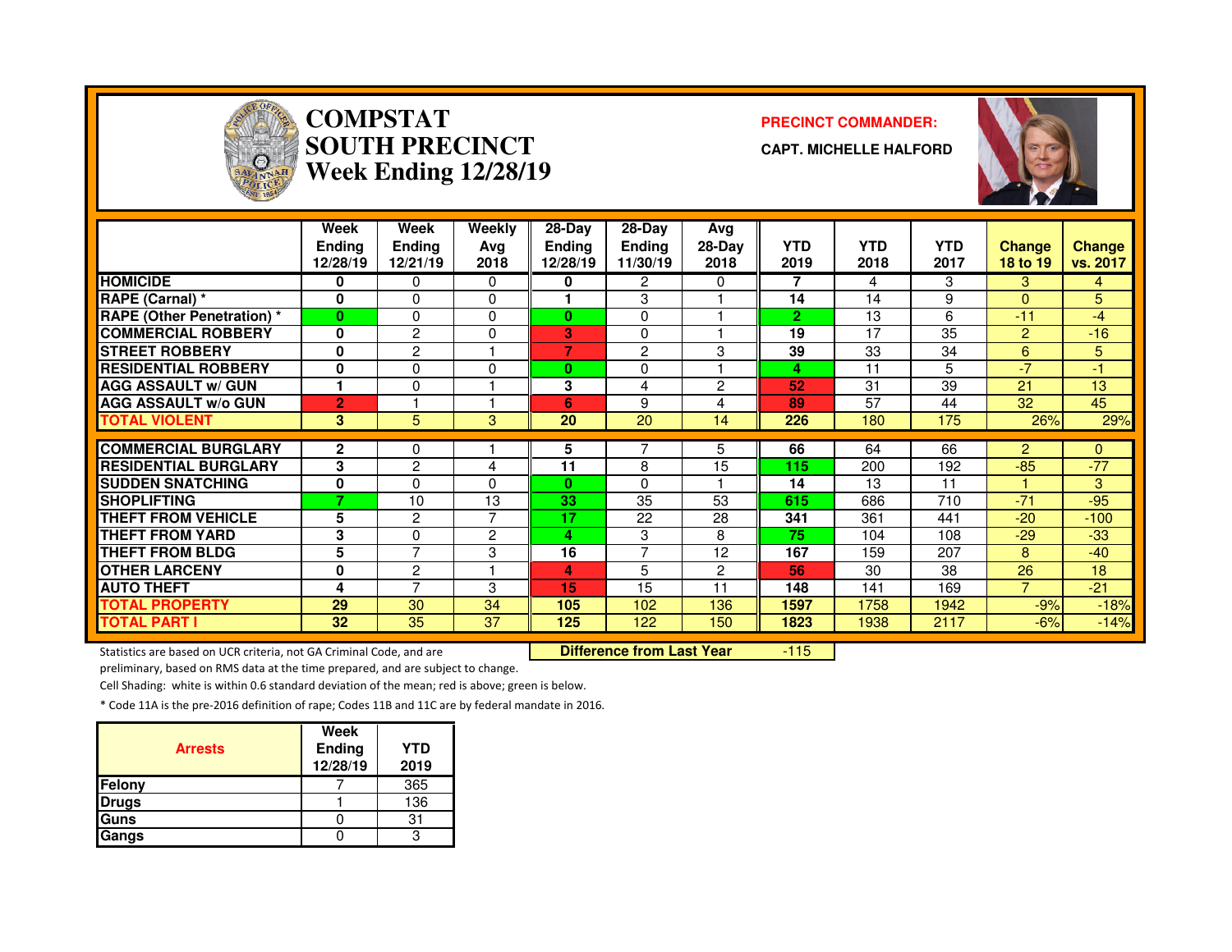# COMPSTAT
# SOUTH PRECINCT
# Week Ending 12/28/19

**PRECINCT COMMANDER:**

**CAPT. MICHELLE HALFORD**

| | Week Ending 12/28/19 | Week Ending 12/21/19 | Weekly Avg 2018 | 28-Day Ending 12/28/19 | 28-Day Ending 11/30/19 | Avg 28-Day 2018 | YTD 2019 | YTD 2018 | YTD 2017 | Change 18 to 19 | Change vs. 2017 |
|---|---|---|---|---|---|---|---|---|---|---|---|
| HOMICIDE | 0 | 0 | 0 | 0 | 2 | 0 | 7 | 4 | 3 | 3 | 4 |
| RAPE (Carnal) * | 0 | 0 | 0 | 1 | 3 | 1 | 14 | 14 | 9 | 0 | 5 |
| RAPE (Other Penetration) * | 0 | 0 | 0 | 0 | 0 | 1 | 2 | 13 | 6 | -11 | -4 |
| COMMERCIAL ROBBERY | 0 | 2 | 0 | 3 | 0 | 1 | 19 | 17 | 35 | 2 | -16 |
| STREET ROBBERY | 0 | 2 | 1 | 7 | 2 | 3 | 39 | 33 | 34 | 6 | 5 |
| RESIDENTIAL ROBBERY | 0 | 0 | 0 | 0 | 0 | 1 | 4 | 11 | 5 | -7 | -1 |
| AGG ASSAULT w/ GUN | 1 | 0 | 1 | 3 | 4 | 2 | 52 | 31 | 39 | 21 | 13 |
| AGG ASSAULT w/o GUN | 2 | 1 | 1 | 6 | 9 | 4 | 89 | 57 | 44 | 32 | 45 |
| TOTAL VIOLENT | 3 | 5 | 3 | 20 | 20 | 14 | 226 | 180 | 175 | 26% | 29% |
| COMMERCIAL BURGLARY | 2 | 0 | 1 | 5 | 7 | 5 | 66 | 64 | 66 | 2 | 0 |
| RESIDENTIAL BURGLARY | 3 | 2 | 4 | 11 | 8 | 15 | 115 | 200 | 192 | -85 | -77 |
| SUDDEN SNATCHING | 0 | 0 | 0 | 0 | 0 | 1 | 14 | 13 | 11 | 1 | 3 |
| SHOPLIFTING | 7 | 10 | 13 | 33 | 35 | 53 | 615 | 686 | 710 | -71 | -95 |
| THEFT FROM VEHICLE | 5 | 2 | 7 | 17 | 22 | 28 | 341 | 361 | 441 | -20 | -100 |
| THEFT FROM YARD | 3 | 0 | 2 | 4 | 3 | 8 | 75 | 104 | 108 | -29 | -33 |
| THEFT FROM BLDG | 5 | 7 | 3 | 16 | 7 | 12 | 167 | 159 | 207 | 8 | -40 |
| OTHER LARCENY | 0 | 2 | 1 | 4 | 5 | 2 | 56 | 30 | 38 | 26 | 18 |
| AUTO THEFT | 4 | 7 | 3 | 15 | 15 | 11 | 148 | 141 | 169 | 7 | -21 |
| TOTAL PROPERTY | 29 | 30 | 34 | 105 | 102 | 136 | 1597 | 1758 | 1942 | -9% | -18% |
| TOTAL PART I | 32 | 35 | 37 | 125 | 122 | 150 | 1823 | 1938 | 2117 | -6% | -14% |

**Difference from Last Year** -115

Statistics are based on UCR criteria, not GA Criminal Code, and are preliminary, based on RMS data at the time prepared, and are subject to change.

Cell Shading: white is within 0.6 standard deviation of the mean; red is above; green is below.

* Code 11A is the pre-2016 definition of rape; Codes 11B and 11C are by federal mandate in 2016.

| Arrests | Week Ending 12/28/19 | YTD 2019 |
|---|---|---|
| Felony | 7 | 365 |
| Drugs | 1 | 136 |
| Guns | 0 | 31 |
| Gangs | 0 | 3 |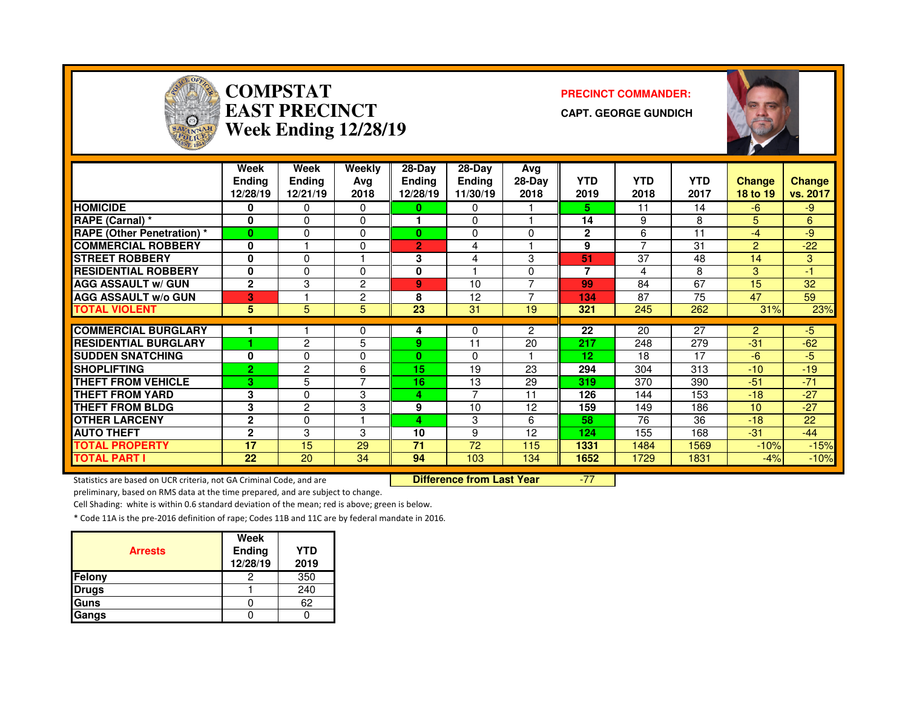# COMPSTAT
# EAST PRECINCT
# Week Ending 12/28/19

**PRECINCT COMMANDER:**

**CAPT. GEORGE GUNDICH**

| | Week Ending 12/28/19 | Week Ending 12/21/19 | Weekly Avg 2018 | 28-Day Ending 12/28/19 | 28-Day Ending 11/30/19 | Avg 28-Day 2018 | YTD 2019 | YTD 2018 | YTD 2017 | Change 18 to 19 | Change vs. 2017 |
|---|---|---|---|---|---|---|---|---|---|---|---|
| HOMICIDE | 0 | 0 | 0 | 0 | 0 | 1 | 5 | 11 | 14 | -6 | -9 |
| RAPE (Carnal) * | 0 | 0 | 0 | 1 | 0 | 1 | 14 | 9 | 8 | 5 | 6 |
| RAPE (Other Penetration) * | 0 | 0 | 0 | 0 | 0 | 0 | 2 | 6 | 11 | -4 | -9 |
| COMMERCIAL ROBBERY | 0 | 1 | 0 | 2 | 4 | 1 | 9 | 7 | 31 | 2 | -22 |
| STREET ROBBERY | 0 | 0 | 1 | 3 | 4 | 3 | 51 | 37 | 48 | 14 | 3 |
| RESIDENTIAL ROBBERY | 0 | 0 | 0 | 0 | 1 | 0 | 7 | 4 | 8 | 3 | -1 |
| AGG ASSAULT w/ GUN | 2 | 3 | 2 | 9 | 10 | 7 | 99 | 84 | 67 | 15 | 32 |
| AGG ASSAULT w/o GUN | 3 | 1 | 2 | 8 | 12 | 7 | 134 | 87 | 75 | 47 | 59 |
| TOTAL VIOLENT | 5 | 5 | 5 | 23 | 31 | 19 | 321 | 245 | 262 | 31% | 23% |
| COMMERCIAL BURGLARY | 1 | 1 | 0 | 4 | 0 | 2 | 22 | 20 | 27 | 2 | -5 |
| RESIDENTIAL BURGLARY | 1 | 2 | 5 | 9 | 11 | 20 | 217 | 248 | 279 | -31 | -62 |
| SUDDEN SNATCHING | 0 | 0 | 0 | 0 | 0 | 1 | 12 | 18 | 17 | -6 | -5 |
| SHOPLIFTING | 2 | 2 | 6 | 15 | 19 | 23 | 294 | 304 | 313 | -10 | -19 |
| THEFT FROM VEHICLE | 3 | 5 | 7 | 16 | 13 | 29 | 319 | 370 | 390 | -51 | -71 |
| THEFT FROM YARD | 3 | 0 | 3 | 4 | 7 | 11 | 126 | 144 | 153 | -18 | -27 |
| THEFT FROM BLDG | 3 | 2 | 3 | 9 | 10 | 12 | 159 | 149 | 186 | 10 | -27 |
| OTHER LARCENY | 2 | 0 | 1 | 4 | 3 | 6 | 58 | 76 | 36 | -18 | 22 |
| AUTO THEFT | 2 | 3 | 3 | 10 | 9 | 12 | 124 | 155 | 168 | -31 | -44 |
| TOTAL PROPERTY | 17 | 15 | 29 | 71 | 72 | 115 | 1331 | 1484 | 1569 | -10% | -15% |
| TOTAL PART I | 22 | 20 | 34 | 94 | 103 | 134 | 1652 | 1729 | 1831 | -4% | -10% |

**Difference from Last Year** -77

Statistics are based on UCR criteria, not GA Criminal Code, and are preliminary, based on RMS data at the time prepared, and are subject to change.

Cell Shading: white is within 0.6 standard deviation of the mean; red is above; green is below.

* Code 11A is the pre-2016 definition of rape; Codes 11B and 11C are by federal mandate in 2016.

| Arrests | Week Ending 12/28/19 | YTD 2019 |
|---|---|---|
| Felony | 2 | 350 |
| Drugs | 1 | 240 |
| Guns | 0 | 62 |
| Gangs | 0 | 0 |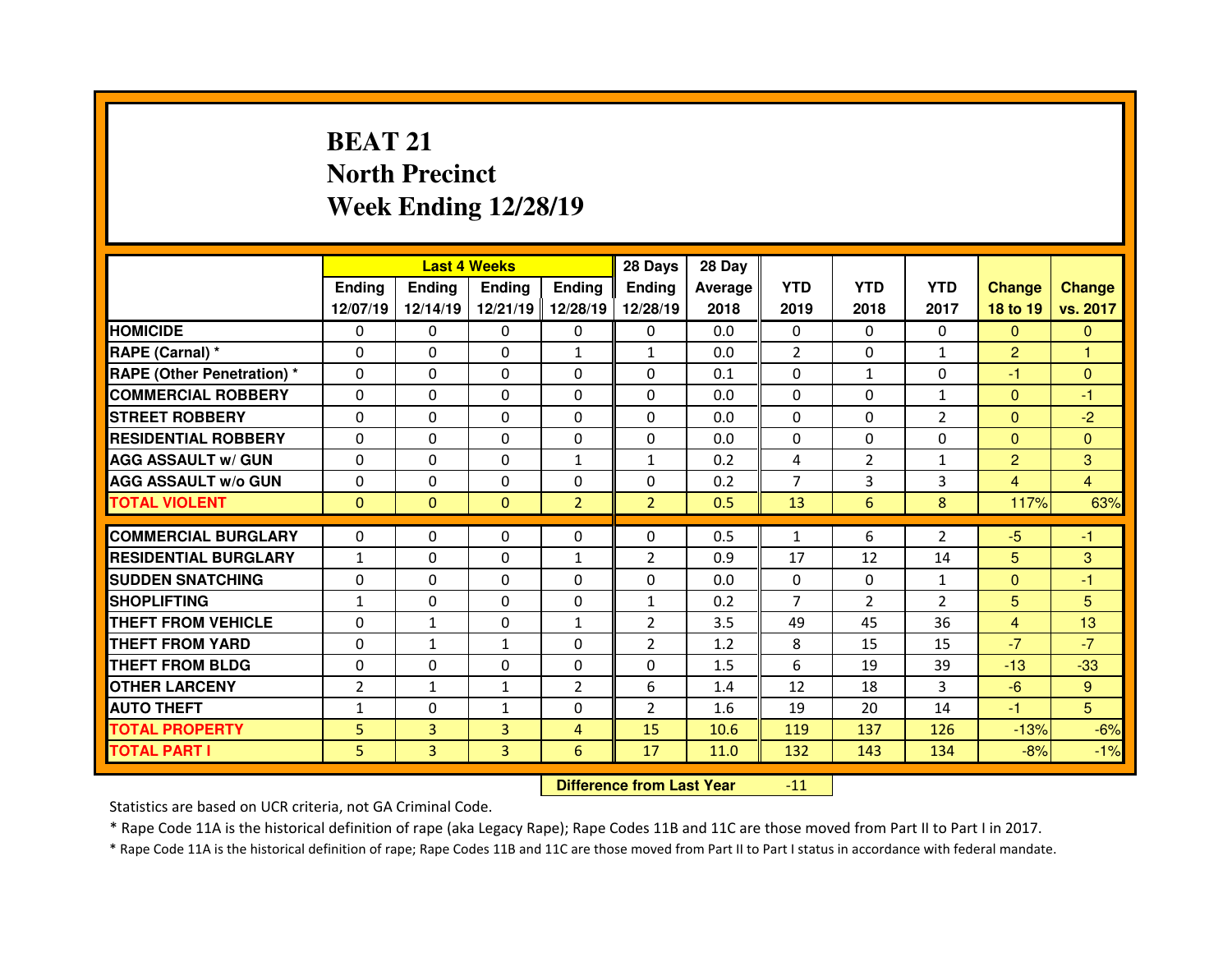# BEAT 21
## North Precinct
## Week Ending 12/28/19

| | Last 4 Weeks | | | | 28 Days | 28 Day | | | | | |
|---|---|---|---|---|---|---|---|---|---|---|---|
| | Ending 12/07/19 | Ending 12/14/19 | Ending 12/21/19 | Ending 12/28/19 | Ending 12/28/19 | Average 2018 | YTD 2019 | YTD 2018 | YTD 2017 | Change 18 to 19 | Change vs. 2017 |
| HOMICIDE | 0 | 0 | 0 | 0 | 0 | 0.0 | 0 | 0 | 0 | 0 | 0 |
| RAPE (Carnal) * | 0 | 0 | 0 | 1 | 1 | 0.0 | 2 | 0 | 1 | 2 | 1 |
| RAPE (Other Penetration) * | 0 | 0 | 0 | 0 | 0 | 0.1 | 0 | 1 | 0 | -1 | 0 |
| COMMERCIAL ROBBERY | 0 | 0 | 0 | 0 | 0 | 0.0 | 0 | 0 | 1 | 0 | -1 |
| STREET ROBBERY | 0 | 0 | 0 | 0 | 0 | 0.0 | 0 | 0 | 2 | 0 | -2 |
| RESIDENTIAL ROBBERY | 0 | 0 | 0 | 0 | 0 | 0.0 | 0 | 0 | 0 | 0 | 0 |
| AGG ASSAULT w/ GUN | 0 | 0 | 0 | 1 | 1 | 0.2 | 4 | 2 | 1 | 2 | 3 |
| AGG ASSAULT w/o GUN | 0 | 0 | 0 | 0 | 0 | 0.2 | 7 | 3 | 3 | 4 | 4 |
| TOTAL VIOLENT | 0 | 0 | 0 | 2 | 2 | 0.5 | 13 | 6 | 8 | 117% | 63% |
| COMMERCIAL BURGLARY | 0 | 0 | 0 | 0 | 0 | 0.5 | 1 | 6 | 2 | -5 | -1 |
| RESIDENTIAL BURGLARY | 1 | 0 | 0 | 1 | 2 | 0.9 | 17 | 12 | 14 | 5 | 3 |
| SUDDEN SNATCHING | 0 | 0 | 0 | 0 | 0 | 0.0 | 0 | 0 | 1 | 0 | -1 |
| SHOPLIFTING | 1 | 0 | 0 | 0 | 1 | 0.2 | 7 | 2 | 2 | 5 | 5 |
| THEFT FROM VEHICLE | 0 | 1 | 0 | 1 | 2 | 3.5 | 49 | 45 | 36 | 4 | 13 |
| THEFT FROM YARD | 0 | 1 | 1 | 0 | 2 | 1.2 | 8 | 15 | 15 | -7 | -7 |
| THEFT FROM BLDG | 0 | 0 | 0 | 0 | 0 | 1.5 | 6 | 19 | 39 | -13 | -33 |
| OTHER LARCENY | 2 | 1 | 1 | 2 | 6 | 1.4 | 12 | 18 | 3 | -6 | 9 |
| AUTO THEFT | 1 | 0 | 1 | 0 | 2 | 1.6 | 19 | 20 | 14 | -1 | 5 |
| TOTAL PROPERTY | 5 | 3 | 3 | 4 | 15 | 10.6 | 119 | 137 | 126 | -13% | -6% |
| TOTAL PART I | 5 | 3 | 3 | 6 | 17 | 11.0 | 132 | 143 | 134 | -8% | -1% |

| Difference from Last Year | -11 |
|---|---|

Statistics are based on UCR criteria, not GA Criminal Code.

* Rape Code 11A is the historical definition of rape (aka Legacy Rape); Rape Codes 11B and 11C are those moved from Part II to Part I in 2017.

* Rape Code 11A is the historical definition of rape; Rape Codes 11B and 11C are those moved from Part II to Part I status in accordance with federal mandate.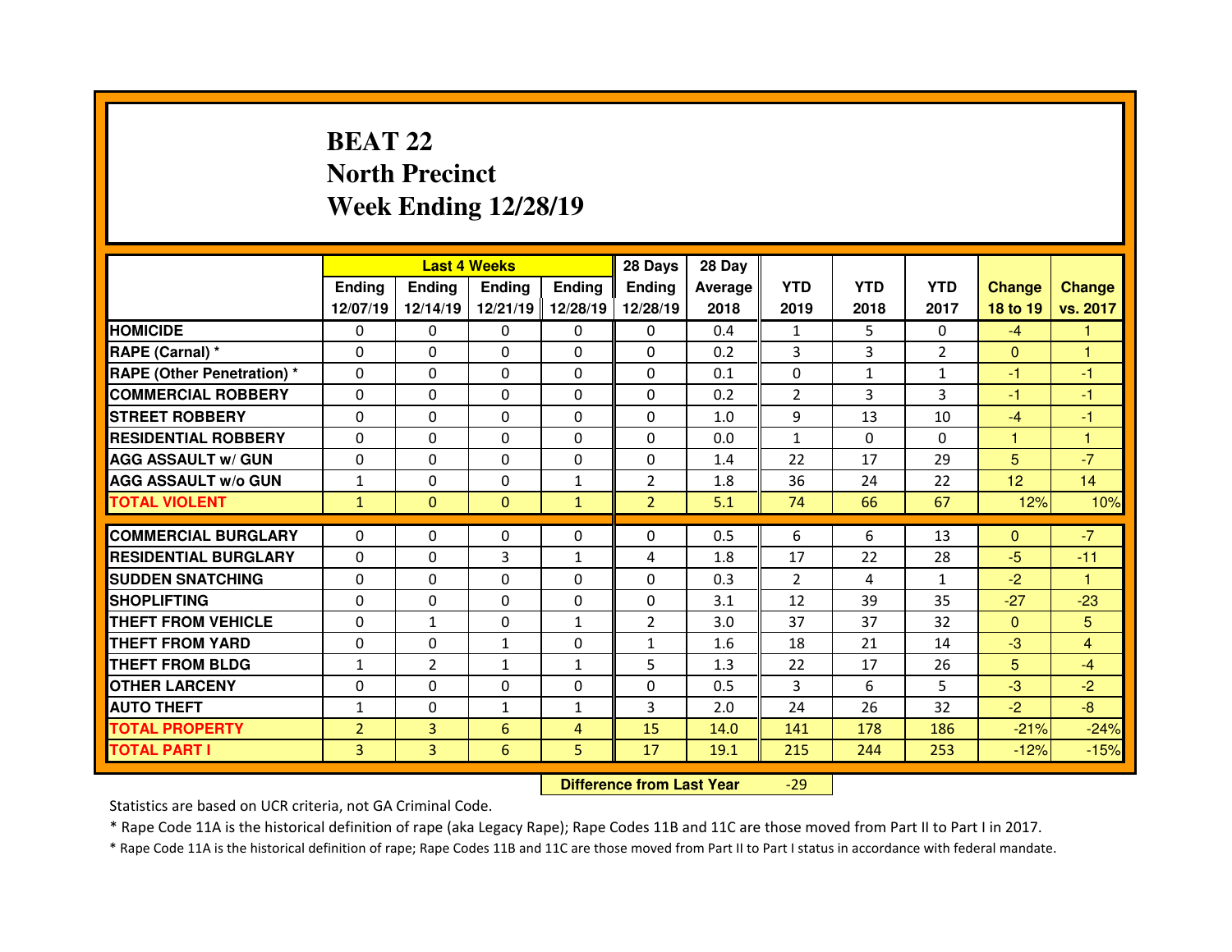# BEAT 22
# North Precinct
# Week Ending 12/28/19

| | Last 4 Weeks | | | | 28 Days | 28 Day | | | | | |
|---|---|---|---|---|---|---|---|---|---|---|---|
| | Ending 12/07/19 | Ending 12/14/19 | Ending 12/21/19 | Ending 12/28/19 | Ending 12/28/19 | Average 2018 | YTD 2019 | YTD 2018 | YTD 2017 | Change 18 to 19 | Change vs. 2017 |
| HOMICIDE | 0 | 0 | 0 | 0 | 0 | 0.4 | 1 | 5 | 0 | -4 | 1 |
| RAPE (Carnal) * | 0 | 0 | 0 | 0 | 0 | 0.2 | 3 | 3 | 2 | 0 | 1 |
| RAPE (Other Penetration) * | 0 | 0 | 0 | 0 | 0 | 0.1 | 0 | 1 | 1 | -1 | -1 |
| COMMERCIAL ROBBERY | 0 | 0 | 0 | 0 | 0 | 0.2 | 2 | 3 | 3 | -1 | -1 |
| STREET ROBBERY | 0 | 0 | 0 | 0 | 0 | 1.0 | 9 | 13 | 10 | -4 | -1 |
| RESIDENTIAL ROBBERY | 0 | 0 | 0 | 0 | 0 | 0.0 | 1 | 0 | 0 | 1 | 1 |
| AGG ASSAULT w/ GUN | 0 | 0 | 0 | 0 | 0 | 1.4 | 22 | 17 | 29 | 5 | -7 |
| AGG ASSAULT w/o GUN | 1 | 0 | 0 | 1 | 2 | 1.8 | 36 | 24 | 22 | 12 | 14 |
| TOTAL VIOLENT | 1 | 0 | 0 | 1 | 2 | 5.1 | 74 | 66 | 67 | 12% | 10% |
| COMMERCIAL BURGLARY | 0 | 0 | 0 | 0 | 0 | 0.5 | 6 | 6 | 13 | 0 | -7 |
| RESIDENTIAL BURGLARY | 0 | 0 | 3 | 1 | 4 | 1.8 | 17 | 22 | 28 | -5 | -11 |
| SUDDEN SNATCHING | 0 | 0 | 0 | 0 | 0 | 0.3 | 2 | 4 | 1 | -2 | 1 |
| SHOPLIFTING | 0 | 0 | 0 | 0 | 0 | 3.1 | 12 | 39 | 35 | -27 | -23 |
| THEFT FROM VEHICLE | 0 | 1 | 0 | 1 | 2 | 3.0 | 37 | 37 | 32 | 0 | 5 |
| THEFT FROM YARD | 0 | 0 | 1 | 0 | 1 | 1.6 | 18 | 21 | 14 | -3 | 4 |
| THEFT FROM BLDG | 1 | 2 | 1 | 1 | 5 | 1.3 | 22 | 17 | 26 | 5 | -4 |
| OTHER LARCENY | 0 | 0 | 0 | 0 | 0 | 0.5 | 3 | 6 | 5 | -3 | -2 |
| AUTO THEFT | 1 | 0 | 1 | 1 | 3 | 2.0 | 24 | 26 | 32 | -2 | -8 |
| TOTAL PROPERTY | 2 | 3 | 6 | 4 | 15 | 14.0 | 141 | 178 | 186 | -21% | -24% |
| TOTAL PART I | 3 | 3 | 6 | 5 | 17 | 19.1 | 215 | 244 | 253 | -12% | -15% |

**Difference from Last Year** -29

Statistics are based on UCR criteria, not GA Criminal Code.

* Rape Code 11A is the historical definition of rape (aka Legacy Rape); Rape Codes 11B and 11C are those moved from Part II to Part I in 2017.

* Rape Code 11A is the historical definition of rape; Rape Codes 11B and 11C are those moved from Part II to Part I status in accordance with federal mandate.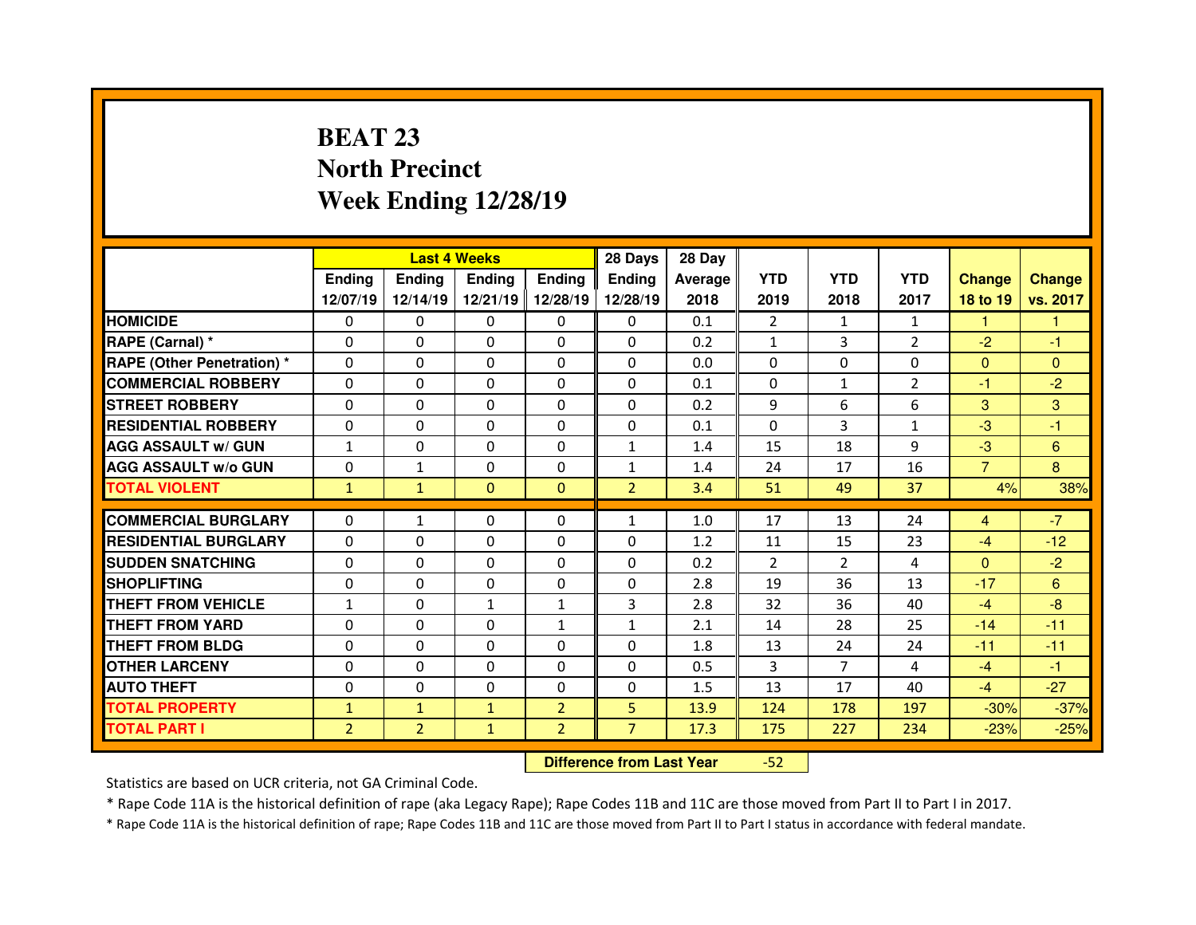# BEAT 23
## North Precinct
## Week Ending 12/28/19

| | Last 4 Weeks | | | | 28 Days | 28 Day | | | | | |
|---|---|---|---|---|---|---|---|---|---|---|---|
| | Ending 12/07/19 | Ending 12/14/19 | Ending 12/21/19 | Ending 12/28/19 | Ending 12/28/19 | Average 2018 | YTD 2019 | YTD 2018 | YTD 2017 | Change 18 to 19 | Change vs. 2017 |
| HOMICIDE | 0 | 0 | 0 | 0 | 0 | 0.1 | 2 | 1 | 1 | 1 | 1 |
| RAPE (Carnal) * | 0 | 0 | 0 | 0 | 0 | 0.2 | 1 | 3 | 2 | -2 | -1 |
| RAPE (Other Penetration) * | 0 | 0 | 0 | 0 | 0 | 0.0 | 0 | 0 | 0 | 0 | 0 |
| COMMERCIAL ROBBERY | 0 | 0 | 0 | 0 | 0 | 0.1 | 0 | 1 | 2 | -1 | -2 |
| STREET ROBBERY | 0 | 0 | 0 | 0 | 0 | 0.2 | 9 | 6 | 6 | 3 | 3 |
| RESIDENTIAL ROBBERY | 0 | 0 | 0 | 0 | 0 | 0.1 | 0 | 3 | 1 | -3 | -1 |
| AGG ASSAULT w/ GUN | 1 | 0 | 0 | 0 | 1 | 1.4 | 15 | 18 | 9 | -3 | 6 |
| AGG ASSAULT w/o GUN | 0 | 1 | 0 | 0 | 1 | 1.4 | 24 | 17 | 16 | 7 | 8 |
| TOTAL VIOLENT | 1 | 1 | 0 | 0 | 2 | 3.4 | 51 | 49 | 37 | 4% | 38% |
| COMMERCIAL BURGLARY | 0 | 1 | 0 | 0 | 1 | 1.0 | 17 | 13 | 24 | 4 | -7 |
| RESIDENTIAL BURGLARY | 0 | 0 | 0 | 0 | 0 | 1.2 | 11 | 15 | 23 | -4 | -12 |
| SUDDEN SNATCHING | 0 | 0 | 0 | 0 | 0 | 0.2 | 2 | 2 | 4 | 0 | -2 |
| SHOPLIFTING | 0 | 0 | 0 | 0 | 0 | 2.8 | 19 | 36 | 13 | -17 | 6 |
| THEFT FROM VEHICLE | 1 | 0 | 1 | 1 | 3 | 2.8 | 32 | 36 | 40 | -4 | -8 |
| THEFT FROM YARD | 0 | 0 | 0 | 1 | 1 | 2.1 | 14 | 28 | 25 | -14 | -11 |
| THEFT FROM BLDG | 0 | 0 | 0 | 0 | 0 | 1.8 | 13 | 24 | 24 | -11 | -11 |
| OTHER LARCENY | 0 | 0 | 0 | 0 | 0 | 0.5 | 3 | 7 | 4 | -4 | -1 |
| AUTO THEFT | 0 | 0 | 0 | 0 | 0 | 1.5 | 13 | 17 | 40 | -4 | -27 |
| TOTAL PROPERTY | 1 | 1 | 1 | 2 | 5 | 13.9 | 124 | 178 | 197 | -30% | -37% |
| TOTAL PART I | 2 | 2 | 1 | 2 | 7 | 17.3 | 175 | 227 | 234 | -23% | -25% |

**Difference from Last Year** -52

Statistics are based on UCR criteria, not GA Criminal Code.

* Rape Code 11A is the historical definition of rape (aka Legacy Rape); Rape Codes 11B and 11C are those moved from Part II to Part I in 2017.

* Rape Code 11A is the historical definition of rape; Rape Codes 11B and 11C are those moved from Part II to Part I status in accordance with federal mandate.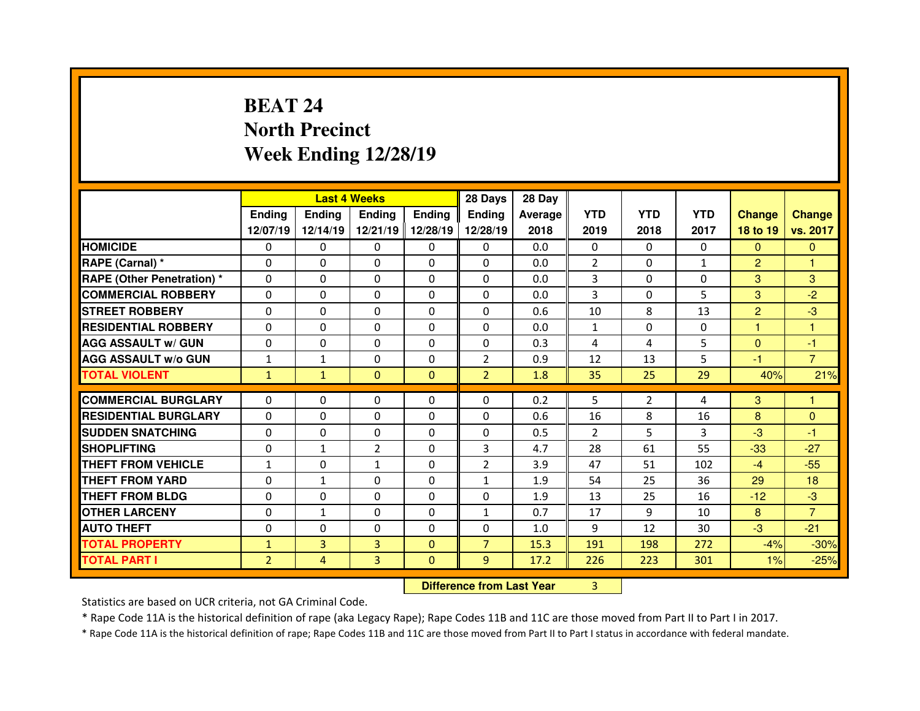# BEAT 24
# North Precinct
# Week Ending 12/28/19

| | Last 4 Weeks | | | | 28 Days | 28 Day | | | | | |
|---|---|---|---|---|---|---|---|---|---|---|---|
| | Ending 12/07/19 | Ending 12/14/19 | Ending 12/21/19 | Ending 12/28/19 | Ending 12/28/19 | Average 2018 | YTD 2019 | YTD 2018 | YTD 2017 | Change 18 to 19 | Change vs. 2017 |
| HOMICIDE | 0 | 0 | 0 | 0 | 0 | 0.0 | 0 | 0 | 0 | 0 | 0 |
| RAPE (Carnal) * | 0 | 0 | 0 | 0 | 0 | 0.0 | 2 | 0 | 1 | 2 | 1 |
| RAPE (Other Penetration) * | 0 | 0 | 0 | 0 | 0 | 0.0 | 3 | 0 | 0 | 3 | 3 |
| COMMERCIAL ROBBERY | 0 | 0 | 0 | 0 | 0 | 0.0 | 3 | 0 | 5 | 3 | -2 |
| STREET ROBBERY | 0 | 0 | 0 | 0 | 0 | 0.6 | 10 | 8 | 13 | 2 | -3 |
| RESIDENTIAL ROBBERY | 0 | 0 | 0 | 0 | 0 | 0.0 | 1 | 0 | 0 | 1 | 1 |
| AGG ASSAULT w/ GUN | 0 | 0 | 0 | 0 | 0 | 0.3 | 4 | 4 | 5 | 0 | -1 |
| AGG ASSAULT w/o GUN | 1 | 1 | 0 | 0 | 2 | 0.9 | 12 | 13 | 5 | -1 | 7 |
| TOTAL VIOLENT | 1 | 1 | 0 | 0 | 2 | 1.8 | 35 | 25 | 29 | 40% | 21% |
| COMMERCIAL BURGLARY | 0 | 0 | 0 | 0 | 0 | 0.2 | 5 | 2 | 4 | 3 | 1 |
| RESIDENTIAL BURGLARY | 0 | 0 | 0 | 0 | 0 | 0.6 | 16 | 8 | 16 | 8 | 0 |
| SUDDEN SNATCHING | 0 | 0 | 0 | 0 | 0 | 0.5 | 2 | 5 | 3 | -3 | -1 |
| SHOPLIFTING | 0 | 1 | 2 | 0 | 3 | 4.7 | 28 | 61 | 55 | -33 | -27 |
| THEFT FROM VEHICLE | 1 | 0 | 1 | 0 | 2 | 3.9 | 47 | 51 | 102 | -4 | -55 |
| THEFT FROM YARD | 0 | 1 | 0 | 0 | 1 | 1.9 | 54 | 25 | 36 | 29 | 18 |
| THEFT FROM BLDG | 0 | 0 | 0 | 0 | 0 | 1.9 | 13 | 25 | 16 | -12 | -3 |
| OTHER LARCENY | 0 | 1 | 0 | 0 | 1 | 0.7 | 17 | 9 | 10 | 8 | 7 |
| AUTO THEFT | 0 | 0 | 0 | 0 | 0 | 1.0 | 9 | 12 | 30 | -3 | -21 |
| TOTAL PROPERTY | 1 | 3 | 3 | 0 | 7 | 15.3 | 191 | 198 | 272 | -4% | -30% |
| TOTAL PART I | 2 | 4 | 3 | 0 | 9 | 17.2 | 226 | 223 | 301 | 1% | -25% |

**Difference from Last Year** 3

Statistics are based on UCR criteria, not GA Criminal Code.

* Rape Code 11A is the historical definition of rape (aka Legacy Rape); Rape Codes 11B and 11C are those moved from Part II to Part I in 2017.

* Rape Code 11A is the historical definition of rape; Rape Codes 11B and 11C are those moved from Part II to Part I status in accordance with federal mandate.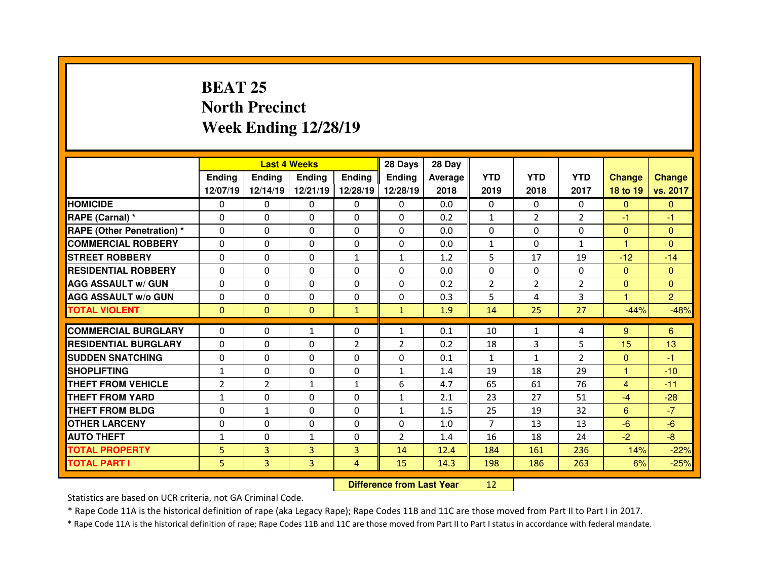# BEAT 25
## North Precinct
## Week Ending 12/28/19

| | Last 4 Weeks | | | | 28 Days | 28 Day | YTD | YTD | YTD | Change | Change |
|---|---|---|---|---|---|---|---|---|---|---|---|
| | Ending 12/07/19 | Ending 12/14/19 | Ending 12/21/19 | Ending 12/28/19 | Ending 12/28/19 | Average 2018 | 2019 | 2018 | 2017 | 18 to 19 | vs. 2017 |
| HOMICIDE | 0 | 0 | 0 | 0 | 0 | 0.0 | 0 | 0 | 0 | 0 | 0 |
| RAPE (Carnal) * | 0 | 0 | 0 | 0 | 0 | 0.2 | 1 | 2 | 2 | -1 | -1 |
| RAPE (Other Penetration) * | 0 | 0 | 0 | 0 | 0 | 0.0 | 0 | 0 | 0 | 0 | 0 |
| COMMERCIAL ROBBERY | 0 | 0 | 0 | 0 | 0 | 0.0 | 1 | 0 | 1 | 1 | 0 |
| STREET ROBBERY | 0 | 0 | 0 | 1 | 1 | 1.2 | 5 | 17 | 19 | -12 | -14 |
| RESIDENTIAL ROBBERY | 0 | 0 | 0 | 0 | 0 | 0.0 | 0 | 0 | 0 | 0 | 0 |
| AGG ASSAULT w/ GUN | 0 | 0 | 0 | 0 | 0 | 0.2 | 2 | 2 | 2 | 0 | 0 |
| AGG ASSAULT w/o GUN | 0 | 0 | 0 | 0 | 0 | 0.3 | 5 | 4 | 3 | 1 | 2 |
| TOTAL VIOLENT | 0 | 0 | 0 | 1 | 1 | 1.9 | 14 | 25 | 27 | -44% | -48% |
| COMMERCIAL BURGLARY | 0 | 0 | 1 | 0 | 1 | 0.1 | 10 | 1 | 4 | 9 | 6 |
| RESIDENTIAL BURGLARY | 0 | 0 | 0 | 2 | 2 | 0.2 | 18 | 3 | 5 | 15 | 13 |
| SUDDEN SNATCHING | 0 | 0 | 0 | 0 | 0 | 0.1 | 1 | 1 | 2 | 0 | -1 |
| SHOPLIFTING | 1 | 0 | 0 | 0 | 1 | 1.4 | 19 | 18 | 29 | 1 | -10 |
| THEFT FROM VEHICLE | 2 | 2 | 1 | 1 | 6 | 4.7 | 65 | 61 | 76 | 4 | -11 |
| THEFT FROM YARD | 1 | 0 | 0 | 0 | 1 | 2.1 | 23 | 27 | 51 | -4 | -28 |
| THEFT FROM BLDG | 0 | 1 | 0 | 0 | 1 | 1.5 | 25 | 19 | 32 | 6 | -7 |
| OTHER LARCENY | 0 | 0 | 0 | 0 | 0 | 1.0 | 7 | 13 | 13 | -6 | -6 |
| AUTO THEFT | 1 | 0 | 1 | 0 | 2 | 1.4 | 16 | 18 | 24 | -2 | -8 |
| TOTAL PROPERTY | 5 | 3 | 3 | 3 | 14 | 12.4 | 184 | 161 | 236 | 14% | -22% |
| TOTAL PART I | 5 | 3 | 3 | 4 | 15 | 14.3 | 198 | 186 | 263 | 6% | -25% |

| Difference from Last Year | 12 |
|---|---|

Statistics are based on UCR criteria, not GA Criminal Code.

* Rape Code 11A is the historical definition of rape (aka Legacy Rape); Rape Codes 11B and 11C are those moved from Part II to Part I in 2017.

* Rape Code 11A is the historical definition of rape; Rape Codes 11B and 11C are those moved from Part II to Part I status in accordance with federal mandate.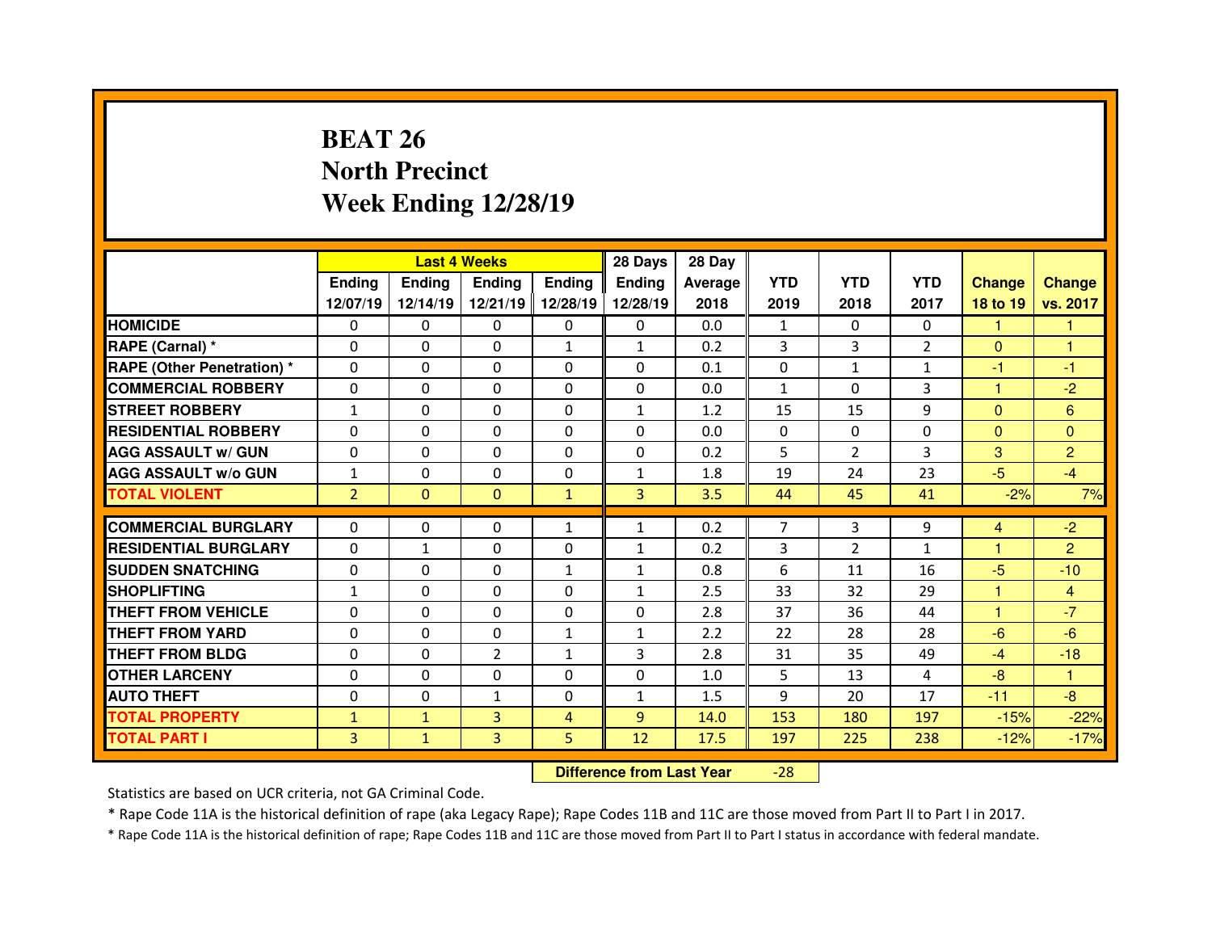# BEAT 26
# North Precinct
# Week Ending 12/28/19

| | Last 4 Weeks | | | | 28 Days | 28 Day | | | | | |
|---|---|---|---|---|---|---|---|---|---|---|---|
| | Ending 12/07/19 | Ending 12/14/19 | Ending 12/21/19 | Ending 12/28/19 | Ending 12/28/19 | Average 2018 | YTD 2019 | YTD 2018 | YTD 2017 | Change 18 to 19 | Change vs. 2017 |
| HOMICIDE | 0 | 0 | 0 | 0 | 0 | 0.0 | 1 | 0 | 0 | 1 | 1 |
| RAPE (Carnal) * | 0 | 0 | 0 | 1 | 1 | 0.2 | 3 | 3 | 2 | 0 | 1 |
| RAPE (Other Penetration) * | 0 | 0 | 0 | 0 | 0 | 0.1 | 0 | 1 | 1 | -1 | -1 |
| COMMERCIAL ROBBERY | 0 | 0 | 0 | 0 | 0 | 0.0 | 1 | 0 | 3 | 1 | -2 |
| STREET ROBBERY | 1 | 0 | 0 | 0 | 1 | 1.2 | 15 | 15 | 9 | 0 | 6 |
| RESIDENTIAL ROBBERY | 0 | 0 | 0 | 0 | 0 | 0.0 | 0 | 0 | 0 | 0 | 0 |
| AGG ASSAULT w/ GUN | 0 | 0 | 0 | 0 | 0 | 0.2 | 5 | 2 | 3 | 3 | 2 |
| AGG ASSAULT w/o GUN | 1 | 0 | 0 | 0 | 1 | 1.8 | 19 | 24 | 23 | -5 | -4 |
| TOTAL VIOLENT | 2 | 0 | 0 | 1 | 3 | 3.5 | 44 | 45 | 41 | -2% | 7% |
| COMMERCIAL BURGLARY | 0 | 0 | 0 | 1 | 1 | 0.2 | 7 | 3 | 9 | 4 | -2 |
| RESIDENTIAL BURGLARY | 0 | 1 | 0 | 0 | 1 | 0.2 | 3 | 2 | 1 | 1 | 2 |
| SUDDEN SNATCHING | 0 | 0 | 0 | 1 | 1 | 0.8 | 6 | 11 | 16 | -5 | -10 |
| SHOPLIFTING | 1 | 0 | 0 | 0 | 1 | 2.5 | 33 | 32 | 29 | 1 | 4 |
| THEFT FROM VEHICLE | 0 | 0 | 0 | 0 | 0 | 2.8 | 37 | 36 | 44 | 1 | -7 |
| THEFT FROM YARD | 0 | 0 | 0 | 1 | 1 | 2.2 | 22 | 28 | 28 | -6 | -6 |
| THEFT FROM BLDG | 0 | 0 | 2 | 1 | 3 | 2.8 | 31 | 35 | 49 | -4 | -18 |
| OTHER LARCENY | 0 | 0 | 0 | 0 | 0 | 1.0 | 5 | 13 | 4 | -8 | 1 |
| AUTO THEFT | 0 | 0 | 1 | 0 | 1 | 1.5 | 9 | 20 | 17 | -11 | -8 |
| TOTAL PROPERTY | 1 | 1 | 3 | 4 | 9 | 14.0 | 153 | 180 | 197 | -15% | -22% |
| TOTAL PART I | 3 | 1 | 3 | 5 | 12 | 17.5 | 197 | 225 | 238 | -12% | -17% |

**Difference from Last Year** -28

Statistics are based on UCR criteria, not GA Criminal Code.

* Rape Code 11A is the historical definition of rape (aka Legacy Rape); Rape Codes 11B and 11C are those moved from Part II to Part I in 2017.

* Rape Code 11A is the historical definition of rape; Rape Codes 11B and 11C are those moved from Part II to Part I status in accordance with federal mandate.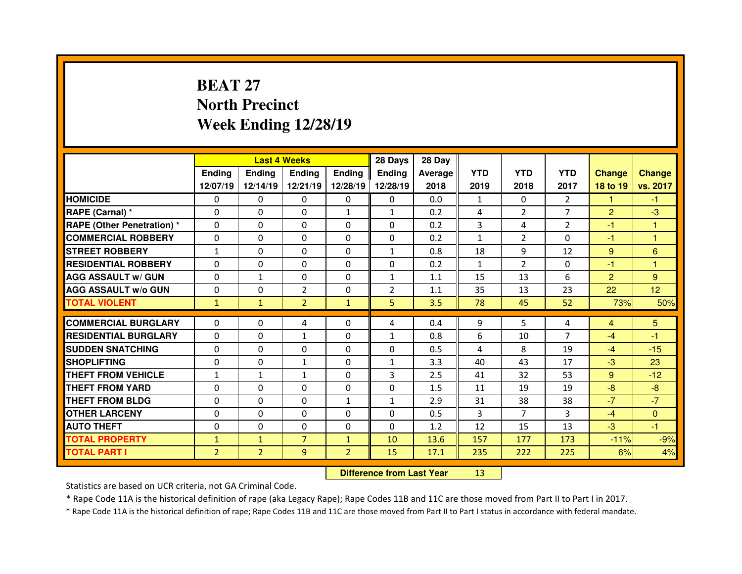# BEAT 27
# North Precinct
# Week Ending 12/28/19

| | Last 4 Weeks | | | | 28 Days | 28 Day | | | | | |
|---|---|---|---|---|---|---|---|---|---|---|---|
| | Ending 12/07/19 | Ending 12/14/19 | Ending 12/21/19 | Ending 12/28/19 | Ending 12/28/19 | Average 2018 | YTD 2019 | YTD 2018 | YTD 2017 | Change 18 to 19 | Change vs. 2017 |
| HOMICIDE | 0 | 0 | 0 | 0 | 0 | 0.0 | 1 | 0 | 2 | 1 | -1 |
| RAPE (Carnal) * | 0 | 0 | 0 | 1 | 1 | 0.2 | 4 | 2 | 7 | 2 | -3 |
| RAPE (Other Penetration) * | 0 | 0 | 0 | 0 | 0 | 0.2 | 3 | 4 | 2 | -1 | 1 |
| COMMERCIAL ROBBERY | 0 | 0 | 0 | 0 | 0 | 0.2 | 1 | 2 | 0 | -1 | 1 |
| STREET ROBBERY | 1 | 0 | 0 | 0 | 1 | 0.8 | 18 | 9 | 12 | 9 | 6 |
| RESIDENTIAL ROBBERY | 0 | 0 | 0 | 0 | 0 | 0.2 | 1 | 2 | 0 | -1 | 1 |
| AGG ASSAULT w/ GUN | 0 | 1 | 0 | 0 | 1 | 1.1 | 15 | 13 | 6 | 2 | 9 |
| AGG ASSAULT w/o GUN | 0 | 0 | 2 | 0 | 2 | 1.1 | 35 | 13 | 23 | 22 | 12 |
| TOTAL VIOLENT | 1 | 1 | 2 | 1 | 5 | 3.5 | 78 | 45 | 52 | 73% | 50% |
| COMMERCIAL BURGLARY | 0 | 0 | 4 | 0 | 4 | 0.4 | 9 | 5 | 4 | 4 | 5 |
| RESIDENTIAL BURGLARY | 0 | 0 | 1 | 0 | 1 | 0.8 | 6 | 10 | 7 | -4 | -1 |
| SUDDEN SNATCHING | 0 | 0 | 0 | 0 | 0 | 0.5 | 4 | 8 | 19 | -4 | -15 |
| SHOPLIFTING | 0 | 0 | 1 | 0 | 1 | 3.3 | 40 | 43 | 17 | -3 | 23 |
| THEFT FROM VEHICLE | 1 | 1 | 1 | 0 | 3 | 2.5 | 41 | 32 | 53 | 9 | -12 |
| THEFT FROM YARD | 0 | 0 | 0 | 0 | 0 | 1.5 | 11 | 19 | 19 | -8 | -8 |
| THEFT FROM BLDG | 0 | 0 | 0 | 1 | 1 | 2.9 | 31 | 38 | 38 | -7 | -7 |
| OTHER LARCENY | 0 | 0 | 0 | 0 | 0 | 0.5 | 3 | 7 | 3 | -4 | 0 |
| AUTO THEFT | 0 | 0 | 0 | 0 | 0 | 1.2 | 12 | 15 | 13 | -3 | -1 |
| TOTAL PROPERTY | 1 | 1 | 7 | 1 | 10 | 13.6 | 157 | 177 | 173 | -11% | -9% |
| TOTAL PART I | 2 | 2 | 9 | 2 | 15 | 17.1 | 235 | 222 | 225 | 6% | 4% |

**Difference from Last Year** 13

Statistics are based on UCR criteria, not GA Criminal Code.

* Rape Code 11A is the historical definition of rape (aka Legacy Rape); Rape Codes 11B and 11C are those moved from Part II to Part I in 2017.

* Rape Code 11A is the historical definition of rape; Rape Codes 11B and 11C are those moved from Part II to Part I status in accordance with federal mandate.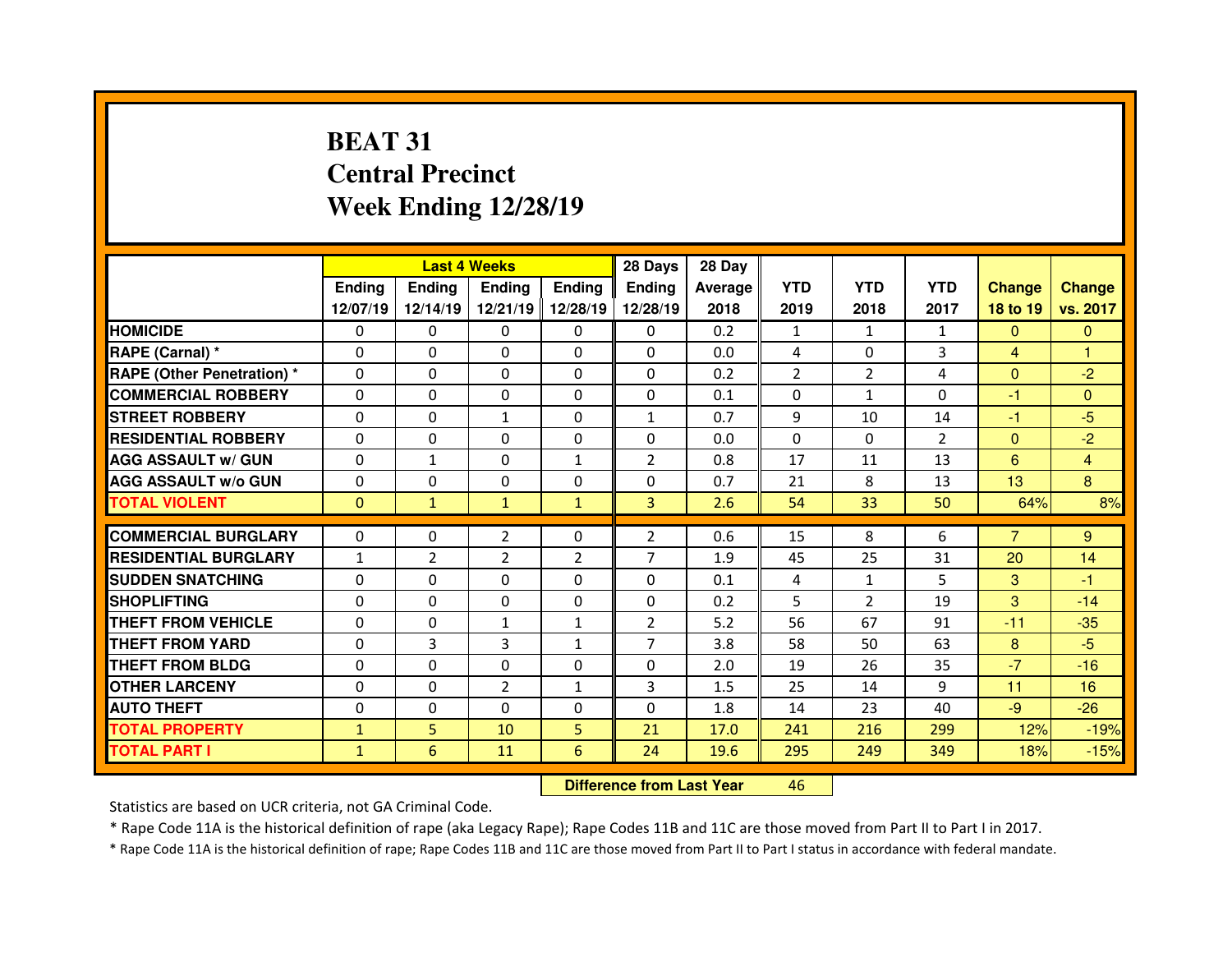# BEAT 31
# Central Precinct
# Week Ending 12/28/19

| | Last 4 Weeks | | | | 28 Days | 28 Day | | | | | |
|---|---|---|---|---|---|---|---|---|---|---|---|
| | Ending 12/07/19 | Ending 12/14/19 | Ending 12/21/19 | Ending 12/28/19 | Ending 12/28/19 | Average 2018 | YTD 2019 | YTD 2018 | YTD 2017 | Change 18 to 19 | Change vs. 2017 |
| HOMICIDE | 0 | 0 | 0 | 0 | 0 | 0.2 | 1 | 1 | 1 | 0 | 0 |
| RAPE (Carnal) * | 0 | 0 | 0 | 0 | 0 | 0.0 | 4 | 0 | 3 | 4 | 1 |
| RAPE (Other Penetration) * | 0 | 0 | 0 | 0 | 0 | 0.2 | 2 | 2 | 4 | 0 | -2 |
| COMMERCIAL ROBBERY | 0 | 0 | 0 | 0 | 0 | 0.1 | 0 | 1 | 0 | -1 | 0 |
| STREET ROBBERY | 0 | 0 | 1 | 0 | 1 | 0.7 | 9 | 10 | 14 | -1 | -5 |
| RESIDENTIAL ROBBERY | 0 | 0 | 0 | 0 | 0 | 0.0 | 0 | 0 | 2 | 0 | -2 |
| AGG ASSAULT w/ GUN | 0 | 1 | 0 | 1 | 2 | 0.8 | 17 | 11 | 13 | 6 | 4 |
| AGG ASSAULT w/o GUN | 0 | 0 | 0 | 0 | 0 | 0.7 | 21 | 8 | 13 | 13 | 8 |
| TOTAL VIOLENT | 0 | 1 | 1 | 1 | 3 | 2.6 | 54 | 33 | 50 | 64% | 8% |
| COMMERCIAL BURGLARY | 0 | 0 | 2 | 0 | 2 | 0.6 | 15 | 8 | 6 | 7 | 9 |
| RESIDENTIAL BURGLARY | 1 | 2 | 2 | 2 | 7 | 1.9 | 45 | 25 | 31 | 20 | 14 |
| SUDDEN SNATCHING | 0 | 0 | 0 | 0 | 0 | 0.1 | 4 | 1 | 5 | 3 | -1 |
| SHOPLIFTING | 0 | 0 | 0 | 0 | 0 | 0.2 | 5 | 2 | 19 | 3 | -14 |
| THEFT FROM VEHICLE | 0 | 0 | 1 | 1 | 2 | 5.2 | 56 | 67 | 91 | -11 | -35 |
| THEFT FROM YARD | 0 | 3 | 3 | 1 | 7 | 3.8 | 58 | 50 | 63 | 8 | -5 |
| THEFT FROM BLDG | 0 | 0 | 0 | 0 | 0 | 2.0 | 19 | 26 | 35 | -7 | -16 |
| OTHER LARCENY | 0 | 0 | 2 | 1 | 3 | 1.5 | 25 | 14 | 9 | 11 | 16 |
| AUTO THEFT | 0 | 0 | 0 | 0 | 0 | 1.8 | 14 | 23 | 40 | -9 | -26 |
| TOTAL PROPERTY | 1 | 5 | 10 | 5 | 21 | 17.0 | 241 | 216 | 299 | 12% | -19% |
| TOTAL PART I | 1 | 6 | 11 | 6 | 24 | 19.6 | 295 | 249 | 349 | 18% | -15% |

**Difference from Last Year** 46

Statistics are based on UCR criteria, not GA Criminal Code.

* Rape Code 11A is the historical definition of rape (aka Legacy Rape); Rape Codes 11B and 11C are those moved from Part II to Part I in 2017.

* Rape Code 11A is the historical definition of rape; Rape Codes 11B and 11C are those moved from Part II to Part I status in accordance with federal mandate.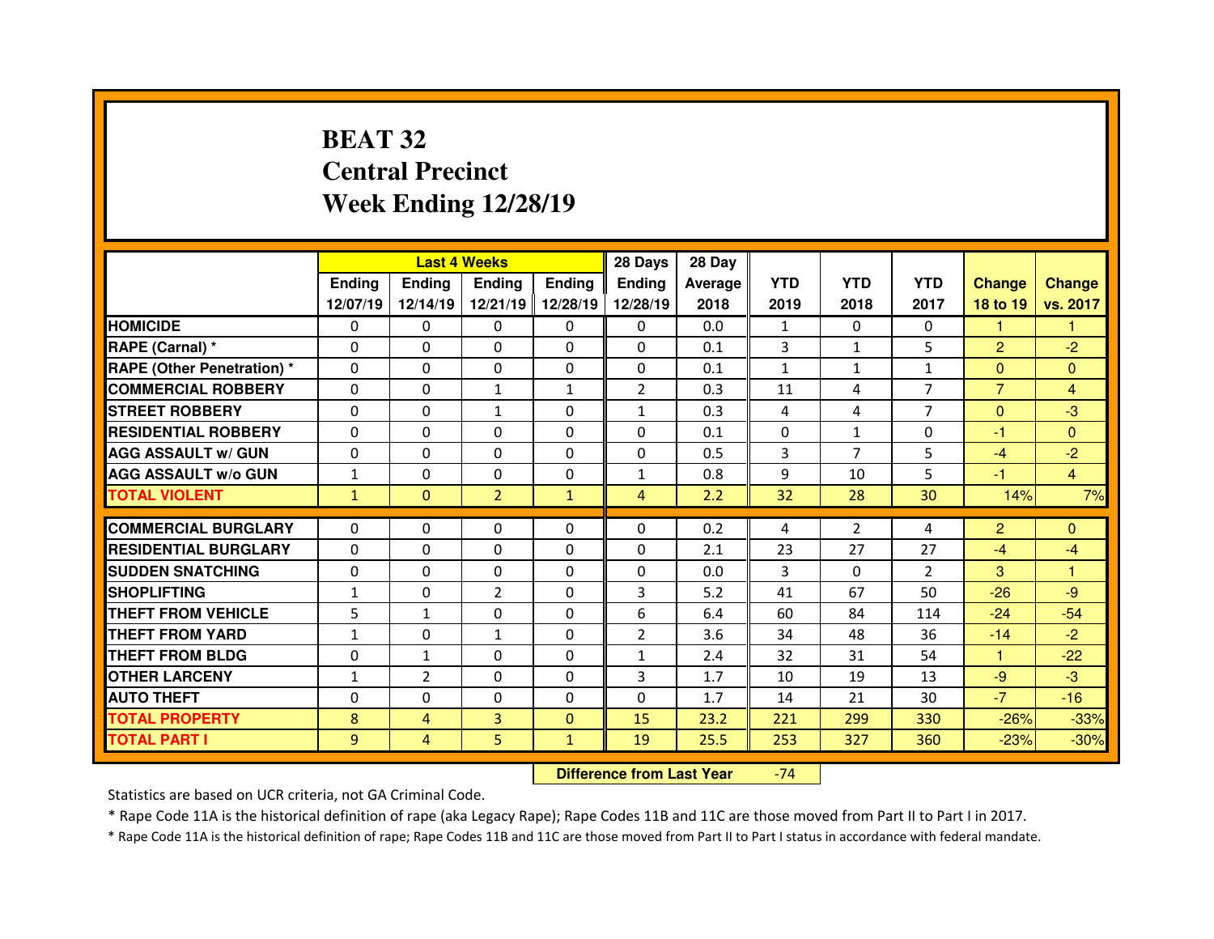# BEAT 32
# Central Precinct
# Week Ending 12/28/19

| | Last 4 Weeks | | | | 28 Days | 28 Day | | | | | |
|---|---|---|---|---|---|---|---|---|---|---|---|
| | Ending 12/07/19 | Ending 12/14/19 | Ending 12/21/19 | Ending 12/28/19 | Ending 12/28/19 | Average 2018 | YTD 2019 | YTD 2018 | YTD 2017 | Change 18 to 19 | Change vs. 2017 |
| HOMICIDE | 0 | 0 | 0 | 0 | 0 | 0.0 | 1 | 0 | 0 | 1 | 1 |
| RAPE (Carnal) * | 0 | 0 | 0 | 0 | 0 | 0.1 | 3 | 1 | 5 | 2 | -2 |
| RAPE (Other Penetration) * | 0 | 0 | 0 | 0 | 0 | 0.1 | 1 | 1 | 1 | 0 | 0 |
| COMMERCIAL ROBBERY | 0 | 0 | 1 | 1 | 2 | 0.3 | 11 | 4 | 7 | 7 | 4 |
| STREET ROBBERY | 0 | 0 | 1 | 0 | 1 | 0.3 | 4 | 4 | 7 | 0 | -3 |
| RESIDENTIAL ROBBERY | 0 | 0 | 0 | 0 | 0 | 0.1 | 0 | 1 | 0 | -1 | 0 |
| AGG ASSAULT w/ GUN | 0 | 0 | 0 | 0 | 0 | 0.5 | 3 | 7 | 5 | -4 | -2 |
| AGG ASSAULT w/o GUN | 1 | 0 | 0 | 0 | 1 | 0.8 | 9 | 10 | 5 | -1 | 4 |
| TOTAL VIOLENT | 1 | 0 | 2 | 1 | 4 | 2.2 | 32 | 28 | 30 | 14% | 7% |
| COMMERCIAL BURGLARY | 0 | 0 | 0 | 0 | 0 | 0.2 | 4 | 2 | 4 | 2 | 0 |
| RESIDENTIAL BURGLARY | 0 | 0 | 0 | 0 | 0 | 2.1 | 23 | 27 | 27 | -4 | -4 |
| SUDDEN SNATCHING | 0 | 0 | 0 | 0 | 0 | 0.0 | 3 | 0 | 2 | 3 | 1 |
| SHOPLIFTING | 1 | 0 | 2 | 0 | 3 | 5.2 | 41 | 67 | 50 | -26 | -9 |
| THEFT FROM VEHICLE | 5 | 1 | 0 | 0 | 6 | 6.4 | 60 | 84 | 114 | -24 | -54 |
| THEFT FROM YARD | 1 | 0 | 1 | 0 | 2 | 3.6 | 34 | 48 | 36 | -14 | -2 |
| THEFT FROM BLDG | 0 | 1 | 0 | 0 | 1 | 2.4 | 32 | 31 | 54 | 1 | -22 |
| OTHER LARCENY | 1 | 2 | 0 | 0 | 3 | 1.7 | 10 | 19 | 13 | -9 | -3 |
| AUTO THEFT | 0 | 0 | 0 | 0 | 0 | 1.7 | 14 | 21 | 30 | -7 | -16 |
| TOTAL PROPERTY | 8 | 4 | 3 | 0 | 15 | 23.2 | 221 | 299 | 330 | -26% | -33% |
| TOTAL PART I | 9 | 4 | 5 | 1 | 19 | 25.5 | 253 | 327 | 360 | -23% | -30% |

**Difference from Last Year** -74

Statistics are based on UCR criteria, not GA Criminal Code.

* Rape Code 11A is the historical definition of rape (aka Legacy Rape); Rape Codes 11B and 11C are those moved from Part II to Part I in 2017.

* Rape Code 11A is the historical definition of rape; Rape Codes 11B and 11C are those moved from Part II to Part I status in accordance with federal mandate.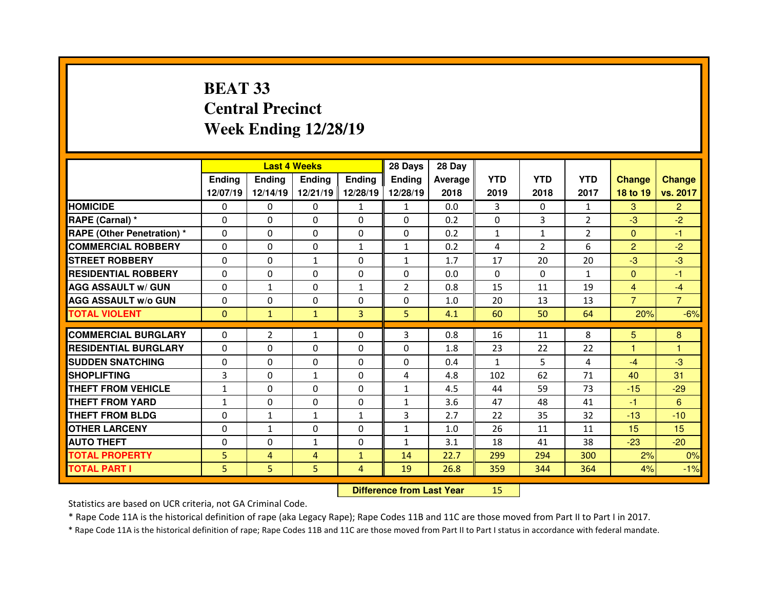# BEAT 33
# Central Precinct
# Week Ending 12/28/19

| | Last 4 Weeks | | | | 28 Days | 28 Day | | | | | |
|---|---|---|---|---|---|---|---|---|---|---|---|
| | Ending 12/07/19 | Ending 12/14/19 | Ending 12/21/19 | Ending 12/28/19 | Ending 12/28/19 | Average 2018 | YTD 2019 | YTD 2018 | YTD 2017 | Change 18 to 19 | Change vs. 2017 |
| HOMICIDE | 0 | 0 | 0 | 1 | 1 | 0.0 | 3 | 0 | 1 | 3 | 2 |
| RAPE (Carnal) * | 0 | 0 | 0 | 0 | 0 | 0.2 | 0 | 3 | 2 | -3 | -2 |
| RAPE (Other Penetration) * | 0 | 0 | 0 | 0 | 0 | 0.2 | 1 | 1 | 2 | 0 | -1 |
| COMMERCIAL ROBBERY | 0 | 0 | 0 | 1 | 1 | 0.2 | 4 | 2 | 6 | 2 | -2 |
| STREET ROBBERY | 0 | 0 | 1 | 0 | 1 | 1.7 | 17 | 20 | 20 | -3 | -3 |
| RESIDENTIAL ROBBERY | 0 | 0 | 0 | 0 | 0 | 0.0 | 0 | 0 | 1 | 0 | -1 |
| AGG ASSAULT w/ GUN | 0 | 1 | 0 | 1 | 2 | 0.8 | 15 | 11 | 19 | 4 | -4 |
| AGG ASSAULT w/o GUN | 0 | 0 | 0 | 0 | 0 | 1.0 | 20 | 13 | 13 | 7 | 7 |
| TOTAL VIOLENT | 0 | 1 | 1 | 3 | 5 | 4.1 | 60 | 50 | 64 | 20% | -6% |
| COMMERCIAL BURGLARY | 0 | 2 | 1 | 0 | 3 | 0.8 | 16 | 11 | 8 | 5 | 8 |
| RESIDENTIAL BURGLARY | 0 | 0 | 0 | 0 | 0 | 1.8 | 23 | 22 | 22 | 1 | 1 |
| SUDDEN SNATCHING | 0 | 0 | 0 | 0 | 0 | 0.4 | 1 | 5 | 4 | -4 | -3 |
| SHOPLIFTING | 3 | 0 | 1 | 0 | 4 | 4.8 | 102 | 62 | 71 | 40 | 31 |
| THEFT FROM VEHICLE | 1 | 0 | 0 | 0 | 1 | 4.5 | 44 | 59 | 73 | -15 | -29 |
| THEFT FROM YARD | 1 | 0 | 0 | 0 | 1 | 3.6 | 47 | 48 | 41 | -1 | 6 |
| THEFT FROM BLDG | 0 | 1 | 1 | 1 | 3 | 2.7 | 22 | 35 | 32 | -13 | -10 |
| OTHER LARCENY | 0 | 1 | 0 | 0 | 1 | 1.0 | 26 | 11 | 11 | 15 | 15 |
| AUTO THEFT | 0 | 0 | 1 | 0 | 1 | 3.1 | 18 | 41 | 38 | -23 | -20 |
| TOTAL PROPERTY | 5 | 4 | 4 | 1 | 14 | 22.7 | 299 | 294 | 300 | 2% | 0% |
| TOTAL PART I | 5 | 5 | 5 | 4 | 19 | 26.8 | 359 | 344 | 364 | 4% | -1% |

**Difference from Last Year** 15

Statistics are based on UCR criteria, not GA Criminal Code.

* Rape Code 11A is the historical definition of rape (aka Legacy Rape); Rape Codes 11B and 11C are those moved from Part II to Part I in 2017.

* Rape Code 11A is the historical definition of rape; Rape Codes 11B and 11C are those moved from Part II to Part I status in accordance with federal mandate.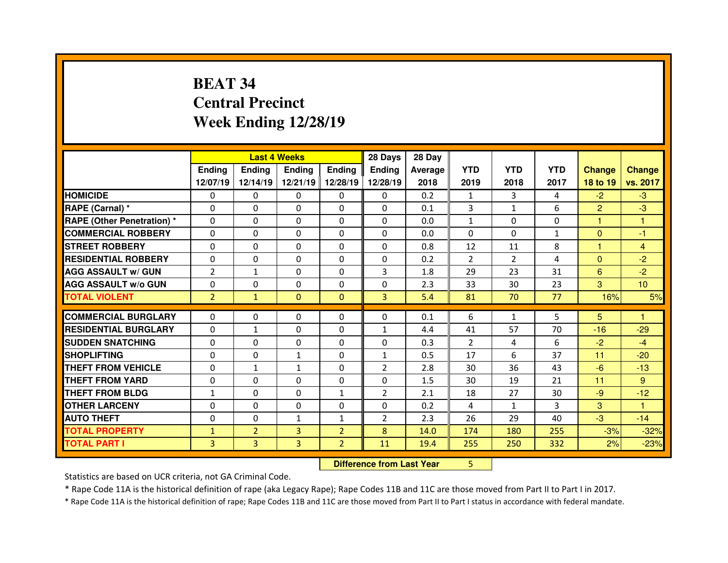# BEAT 34
## Central Precinct
## Week Ending 12/28/19

| | Last 4 Weeks | | | | 28 Days | 28 Day | | | | | |
|---|---|---|---|---|---|---|---|---|---|---|---|
| | Ending 12/07/19 | Ending 12/14/19 | Ending 12/21/19 | Ending 12/28/19 | Ending 12/28/19 | Average 2018 | YTD 2019 | YTD 2018 | YTD 2017 | Change 18 to 19 | Change vs. 2017 |
| HOMICIDE | 0 | 0 | 0 | 0 | 0 | 0.2 | 1 | 3 | 4 | -2 | -3 |
| RAPE (Carnal) * | 0 | 0 | 0 | 0 | 0 | 0.1 | 3 | 1 | 6 | 2 | -3 |
| RAPE (Other Penetration) * | 0 | 0 | 0 | 0 | 0 | 0.0 | 1 | 0 | 0 | 1 | 1 |
| COMMERCIAL ROBBERY | 0 | 0 | 0 | 0 | 0 | 0.0 | 0 | 0 | 1 | 0 | -1 |
| STREET ROBBERY | 0 | 0 | 0 | 0 | 0 | 0.8 | 12 | 11 | 8 | 1 | 4 |
| RESIDENTIAL ROBBERY | 0 | 0 | 0 | 0 | 0 | 0.2 | 2 | 2 | 4 | 0 | -2 |
| AGG ASSAULT w/ GUN | 2 | 1 | 0 | 0 | 3 | 1.8 | 29 | 23 | 31 | 6 | -2 |
| AGG ASSAULT w/o GUN | 0 | 0 | 0 | 0 | 0 | 2.3 | 33 | 30 | 23 | 3 | 10 |
| TOTAL VIOLENT | 2 | 1 | 0 | 0 | 3 | 5.4 | 81 | 70 | 77 | 16% | 5% |
| COMMERCIAL BURGLARY | 0 | 0 | 0 | 0 | 0 | 0.1 | 6 | 1 | 5 | 5 | 1 |
| RESIDENTIAL BURGLARY | 0 | 1 | 0 | 0 | 1 | 4.4 | 41 | 57 | 70 | -16 | -29 |
| SUDDEN SNATCHING | 0 | 0 | 0 | 0 | 0 | 0.3 | 2 | 4 | 6 | -2 | -4 |
| SHOPLIFTING | 0 | 0 | 1 | 0 | 1 | 0.5 | 17 | 6 | 37 | 11 | -20 |
| THEFT FROM VEHICLE | 0 | 1 | 1 | 0 | 2 | 2.8 | 30 | 36 | 43 | -6 | -13 |
| THEFT FROM YARD | 0 | 0 | 0 | 0 | 0 | 1.5 | 30 | 19 | 21 | 11 | 9 |
| THEFT FROM BLDG | 1 | 0 | 0 | 1 | 2 | 2.1 | 18 | 27 | 30 | -9 | -12 |
| OTHER LARCENY | 0 | 0 | 0 | 0 | 0 | 0.2 | 4 | 1 | 3 | 3 | 1 |
| AUTO THEFT | 0 | 0 | 1 | 1 | 2 | 2.3 | 26 | 29 | 40 | -3 | -14 |
| TOTAL PROPERTY | 1 | 2 | 3 | 2 | 8 | 14.0 | 174 | 180 | 255 | -3% | -32% |
| TOTAL PART I | 3 | 3 | 3 | 2 | 11 | 19.4 | 255 | 250 | 332 | 2% | -23% |

**Difference from Last Year** 5

Statistics are based on UCR criteria, not GA Criminal Code.

* Rape Code 11A is the historical definition of rape (aka Legacy Rape); Rape Codes 11B and 11C are those moved from Part II to Part I in 2017.

* Rape Code 11A is the historical definition of rape; Rape Codes 11B and 11C are those moved from Part II to Part I status in accordance with federal mandate.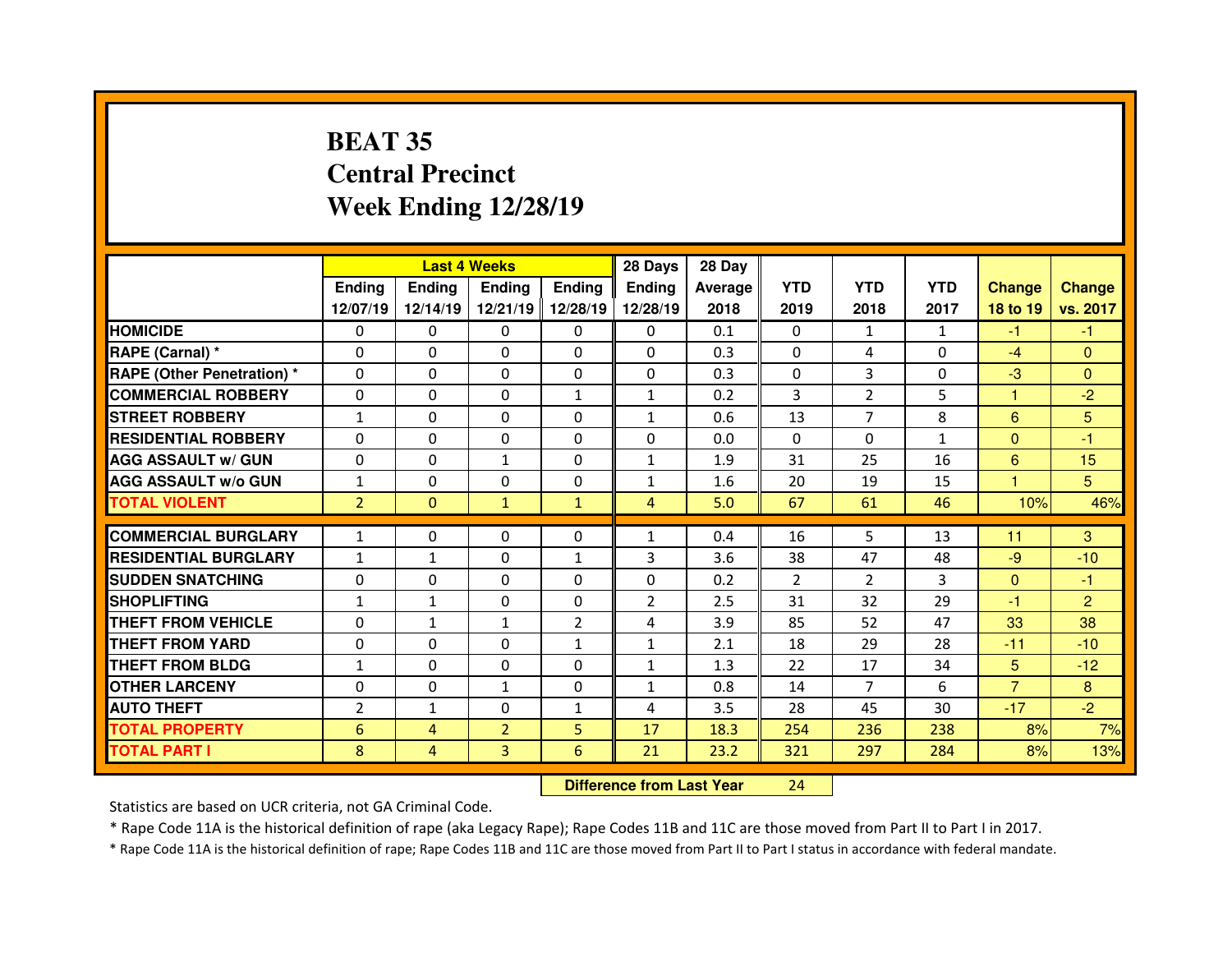# BEAT 35
# Central Precinct
# Week Ending 12/28/19

| | Last 4 Weeks | | | | 28 Days | 28 Day | | | | | |
|---|---|---|---|---|---|---|---|---|---|---|---|
| | Ending 12/07/19 | Ending 12/14/19 | Ending 12/21/19 | Ending 12/28/19 | Ending 12/28/19 | Average 2018 | YTD 2019 | YTD 2018 | YTD 2017 | Change 18 to 19 | Change vs. 2017 |
| HOMICIDE | 0 | 0 | 0 | 0 | 0 | 0.1 | 0 | 1 | 1 | -1 | -1 |
| RAPE (Carnal) * | 0 | 0 | 0 | 0 | 0 | 0.3 | 0 | 4 | 0 | -4 | 0 |
| RAPE (Other Penetration) * | 0 | 0 | 0 | 0 | 0 | 0.3 | 0 | 3 | 0 | -3 | 0 |
| COMMERCIAL ROBBERY | 0 | 0 | 0 | 1 | 1 | 0.2 | 3 | 2 | 5 | 1 | -2 |
| STREET ROBBERY | 1 | 0 | 0 | 0 | 1 | 0.6 | 13 | 7 | 8 | 6 | 5 |
| RESIDENTIAL ROBBERY | 0 | 0 | 0 | 0 | 0 | 0.0 | 0 | 0 | 1 | 0 | -1 |
| AGG ASSAULT w/ GUN | 0 | 0 | 1 | 0 | 1 | 1.9 | 31 | 25 | 16 | 6 | 15 |
| AGG ASSAULT w/o GUN | 1 | 0 | 0 | 0 | 1 | 1.6 | 20 | 19 | 15 | 1 | 5 |
| TOTAL VIOLENT | 2 | 0 | 1 | 1 | 4 | 5.0 | 67 | 61 | 46 | 10% | 46% |
| COMMERCIAL BURGLARY | 1 | 0 | 0 | 0 | 1 | 0.4 | 16 | 5 | 13 | 11 | 3 |
| RESIDENTIAL BURGLARY | 1 | 1 | 0 | 1 | 3 | 3.6 | 38 | 47 | 48 | -9 | -10 |
| SUDDEN SNATCHING | 0 | 0 | 0 | 0 | 0 | 0.2 | 2 | 2 | 3 | 0 | -1 |
| SHOPLIFTING | 1 | 1 | 0 | 0 | 2 | 2.5 | 31 | 32 | 29 | -1 | 2 |
| THEFT FROM VEHICLE | 0 | 1 | 1 | 2 | 4 | 3.9 | 85 | 52 | 47 | 33 | 38 |
| THEFT FROM YARD | 0 | 0 | 0 | 1 | 1 | 2.1 | 18 | 29 | 28 | -11 | -10 |
| THEFT FROM BLDG | 1 | 0 | 0 | 0 | 1 | 1.3 | 22 | 17 | 34 | 5 | -12 |
| OTHER LARCENY | 0 | 0 | 1 | 0 | 1 | 0.8 | 14 | 7 | 6 | 7 | 8 |
| AUTO THEFT | 2 | 1 | 0 | 1 | 4 | 3.5 | 28 | 45 | 30 | -17 | -2 |
| TOTAL PROPERTY | 6 | 4 | 2 | 5 | 17 | 18.3 | 254 | 236 | 238 | 8% | 7% |
| TOTAL PART I | 8 | 4 | 3 | 6 | 21 | 23.2 | 321 | 297 | 284 | 8% | 13% |

**Difference from Last Year** 24

Statistics are based on UCR criteria, not GA Criminal Code.

* Rape Code 11A is the historical definition of rape (aka Legacy Rape); Rape Codes 11B and 11C are those moved from Part II to Part I in 2017.

* Rape Code 11A is the historical definition of rape; Rape Codes 11B and 11C are those moved from Part II to Part I status in accordance with federal mandate.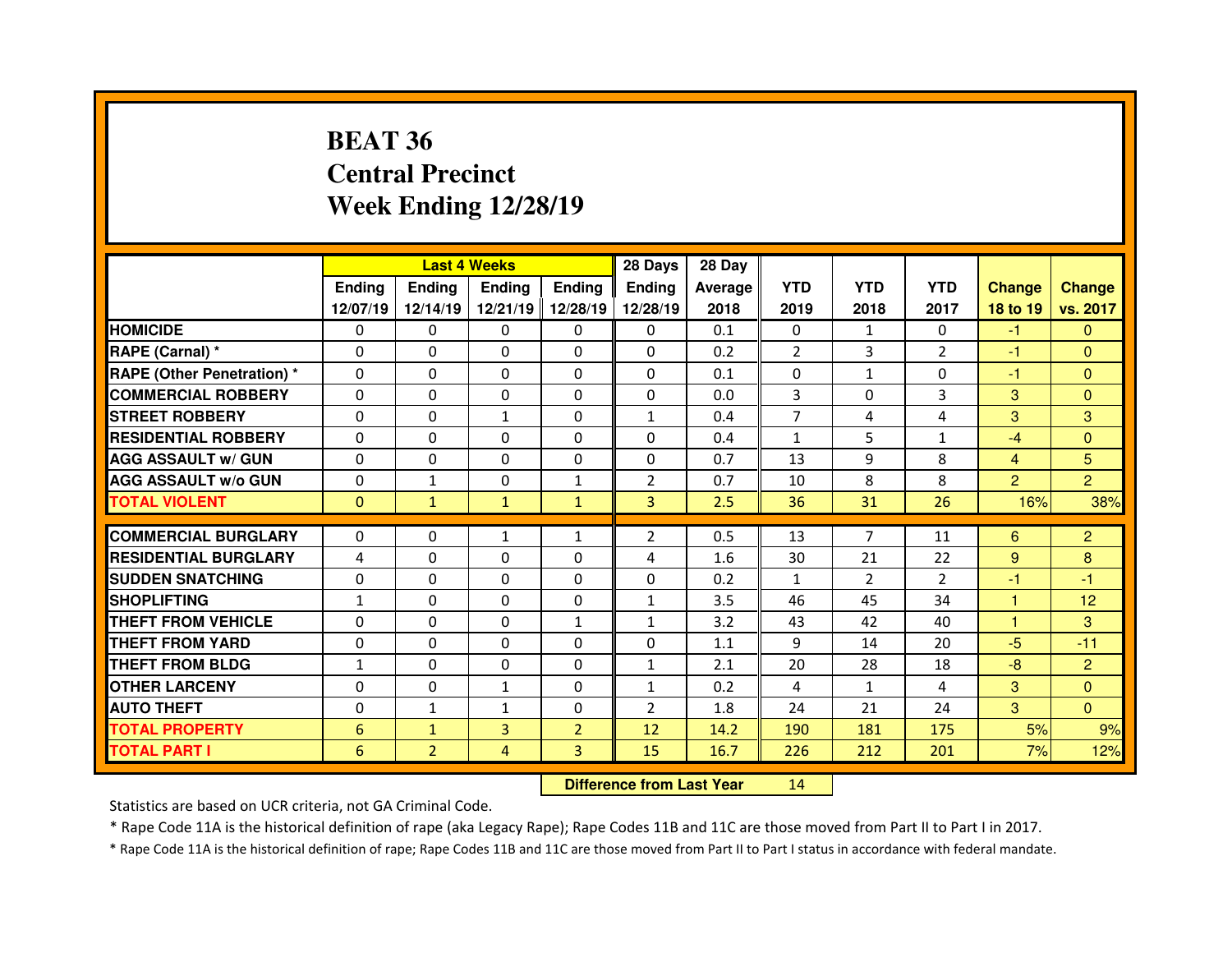# BEAT 36
# Central Precinct
# Week Ending 12/28/19

| | Last 4 Weeks | | | | 28 Days | 28 Day | | | | | |
|---|---|---|---|---|---|---|---|---|---|---|---|
| | Ending 12/07/19 | Ending 12/14/19 | Ending 12/21/19 | Ending 12/28/19 | Ending 12/28/19 | Average 2018 | YTD 2019 | YTD 2018 | YTD 2017 | Change 18 to 19 | Change vs. 2017 |
| HOMICIDE | 0 | 0 | 0 | 0 | 0 | 0.1 | 0 | 1 | 0 | -1 | 0 |
| RAPE (Carnal) * | 0 | 0 | 0 | 0 | 0 | 0.2 | 2 | 3 | 2 | -1 | 0 |
| RAPE (Other Penetration) * | 0 | 0 | 0 | 0 | 0 | 0.1 | 0 | 1 | 0 | -1 | 0 |
| COMMERCIAL ROBBERY | 0 | 0 | 0 | 0 | 0 | 0.0 | 3 | 0 | 3 | 3 | 0 |
| STREET ROBBERY | 0 | 0 | 1 | 0 | 1 | 0.4 | 7 | 4 | 4 | 3 | 3 |
| RESIDENTIAL ROBBERY | 0 | 0 | 0 | 0 | 0 | 0.4 | 1 | 5 | 1 | -4 | 0 |
| AGG ASSAULT w/ GUN | 0 | 0 | 0 | 0 | 0 | 0.7 | 13 | 9 | 8 | 4 | 5 |
| AGG ASSAULT w/o GUN | 0 | 1 | 0 | 1 | 2 | 0.7 | 10 | 8 | 8 | 2 | 2 |
| TOTAL VIOLENT | 0 | 1 | 1 | 1 | 3 | 2.5 | 36 | 31 | 26 | 16% | 38% |
| COMMERCIAL BURGLARY | 0 | 0 | 1 | 1 | 2 | 0.5 | 13 | 7 | 11 | 6 | 2 |
| RESIDENTIAL BURGLARY | 4 | 0 | 0 | 0 | 4 | 1.6 | 30 | 21 | 22 | 9 | 8 |
| SUDDEN SNATCHING | 0 | 0 | 0 | 0 | 0 | 0.2 | 1 | 2 | 2 | -1 | -1 |
| SHOPLIFTING | 1 | 0 | 0 | 0 | 1 | 3.5 | 46 | 45 | 34 | 1 | 12 |
| THEFT FROM VEHICLE | 0 | 0 | 0 | 1 | 1 | 3.2 | 43 | 42 | 40 | 1 | 3 |
| THEFT FROM YARD | 0 | 0 | 0 | 0 | 0 | 1.1 | 9 | 14 | 20 | -5 | -11 |
| THEFT FROM BLDG | 1 | 0 | 0 | 0 | 1 | 2.1 | 20 | 28 | 18 | -8 | 2 |
| OTHER LARCENY | 0 | 0 | 1 | 0 | 1 | 0.2 | 4 | 1 | 4 | 3 | 0 |
| AUTO THEFT | 0 | 1 | 1 | 0 | 2 | 1.8 | 24 | 21 | 24 | 3 | 0 |
| TOTAL PROPERTY | 6 | 1 | 3 | 2 | 12 | 14.2 | 190 | 181 | 175 | 5% | 9% |
| TOTAL PART I | 6 | 2 | 4 | 3 | 15 | 16.7 | 226 | 212 | 201 | 7% | 12% |

**Difference from Last Year** 14

Statistics are based on UCR criteria, not GA Criminal Code.

* Rape Code 11A is the historical definition of rape (aka Legacy Rape); Rape Codes 11B and 11C are those moved from Part II to Part I in 2017.

* Rape Code 11A is the historical definition of rape; Rape Codes 11B and 11C are those moved from Part II to Part I status in accordance with federal mandate.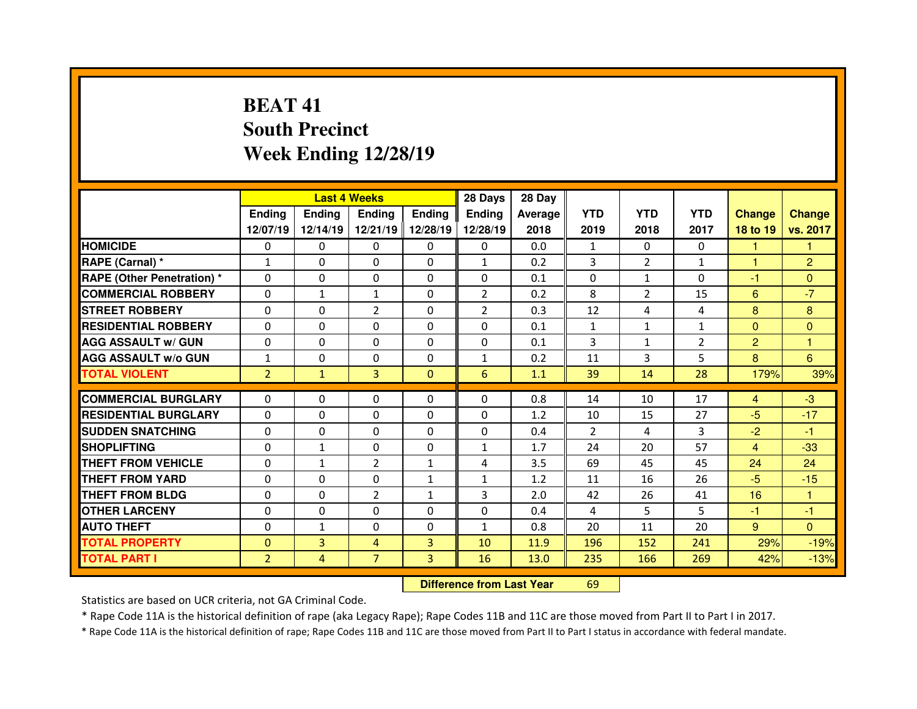# BEAT 41
## South Precinct
## Week Ending 12/28/19

| | Last 4 Weeks | | | | 28 Days | 28 Day | | | | | |
|---|---|---|---|---|---|---|---|---|---|---|---|
| | Ending 12/07/19 | Ending 12/14/19 | Ending 12/21/19 | Ending 12/28/19 | Ending 12/28/19 | Average 2018 | YTD 2019 | YTD 2018 | YTD 2017 | Change 18 to 19 | Change vs. 2017 |
| HOMICIDE | 0 | 0 | 0 | 0 | 0 | 0.0 | 1 | 0 | 0 | 1 | 1 |
| RAPE (Carnal) * | 1 | 0 | 0 | 0 | 1 | 0.2 | 3 | 2 | 1 | 1 | 2 |
| RAPE (Other Penetration) * | 0 | 0 | 0 | 0 | 0 | 0.1 | 0 | 1 | 0 | -1 | 0 |
| COMMERCIAL ROBBERY | 0 | 1 | 1 | 0 | 2 | 0.2 | 8 | 2 | 15 | 6 | -7 |
| STREET ROBBERY | 0 | 0 | 2 | 0 | 2 | 0.3 | 12 | 4 | 4 | 8 | 8 |
| RESIDENTIAL ROBBERY | 0 | 0 | 0 | 0 | 0 | 0.1 | 1 | 1 | 1 | 0 | 0 |
| AGG ASSAULT w/ GUN | 0 | 0 | 0 | 0 | 0 | 0.1 | 3 | 1 | 2 | 2 | 1 |
| AGG ASSAULT w/o GUN | 1 | 0 | 0 | 0 | 1 | 0.2 | 11 | 3 | 5 | 8 | 6 |
| TOTAL VIOLENT | 2 | 1 | 3 | 0 | 6 | 1.1 | 39 | 14 | 28 | 179% | 39% |
| COMMERCIAL BURGLARY | 0 | 0 | 0 | 0 | 0 | 0.8 | 14 | 10 | 17 | 4 | -3 |
| RESIDENTIAL BURGLARY | 0 | 0 | 0 | 0 | 0 | 1.2 | 10 | 15 | 27 | -5 | -17 |
| SUDDEN SNATCHING | 0 | 0 | 0 | 0 | 0 | 0.4 | 2 | 4 | 3 | -2 | -1 |
| SHOPLIFTING | 0 | 1 | 0 | 0 | 1 | 1.7 | 24 | 20 | 57 | 4 | -33 |
| THEFT FROM VEHICLE | 0 | 1 | 2 | 1 | 4 | 3.5 | 69 | 45 | 45 | 24 | 24 |
| THEFT FROM YARD | 0 | 0 | 0 | 1 | 1 | 1.2 | 11 | 16 | 26 | -5 | -15 |
| THEFT FROM BLDG | 0 | 0 | 2 | 1 | 3 | 2.0 | 42 | 26 | 41 | 16 | 1 |
| OTHER LARCENY | 0 | 0 | 0 | 0 | 0 | 0.4 | 4 | 5 | 5 | -1 | -1 |
| AUTO THEFT | 0 | 1 | 0 | 0 | 1 | 0.8 | 20 | 11 | 20 | 9 | 0 |
| TOTAL PROPERTY | 0 | 3 | 4 | 3 | 10 | 11.9 | 196 | 152 | 241 | 29% | -19% |
| TOTAL PART I | 2 | 4 | 7 | 3 | 16 | 13.0 | 235 | 166 | 269 | 42% | -13% |

**Difference from Last Year** 69

Statistics are based on UCR criteria, not GA Criminal Code.

* Rape Code 11A is the historical definition of rape (aka Legacy Rape); Rape Codes 11B and 11C are those moved from Part II to Part I in 2017.

* Rape Code 11A is the historical definition of rape; Rape Codes 11B and 11C are those moved from Part II to Part I status in accordance with federal mandate.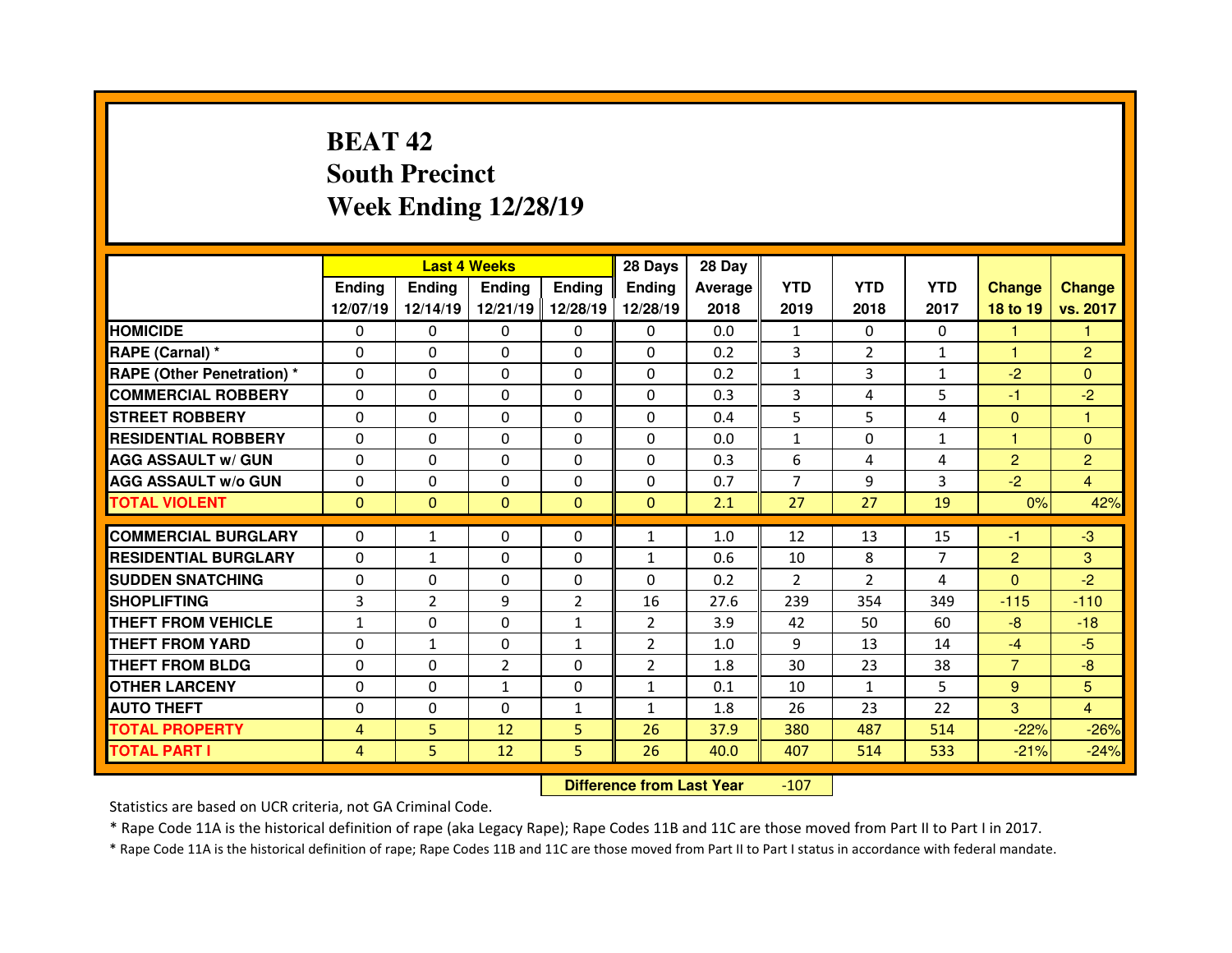# BEAT 42
## South Precinct
## Week Ending 12/28/19

| | Last 4 Weeks | | | | 28 Days | 28 Day | | | | | |
|---|---|---|---|---|---|---|---|---|---|---|---|
| | Ending 12/07/19 | Ending 12/14/19 | Ending 12/21/19 | Ending 12/28/19 | Ending 12/28/19 | Average 2018 | YTD 2019 | YTD 2018 | YTD 2017 | Change 18 to 19 | Change vs. 2017 |
| HOMICIDE | 0 | 0 | 0 | 0 | 0 | 0.0 | 1 | 0 | 0 | 1 | 1 |
| RAPE (Carnal) * | 0 | 0 | 0 | 0 | 0 | 0.2 | 3 | 2 | 1 | 1 | 2 |
| RAPE (Other Penetration) * | 0 | 0 | 0 | 0 | 0 | 0.2 | 1 | 3 | 1 | -2 | 0 |
| COMMERCIAL ROBBERY | 0 | 0 | 0 | 0 | 0 | 0.3 | 3 | 4 | 5 | -1 | -2 |
| STREET ROBBERY | 0 | 0 | 0 | 0 | 0 | 0.4 | 5 | 5 | 4 | 0 | 1 |
| RESIDENTIAL ROBBERY | 0 | 0 | 0 | 0 | 0 | 0.0 | 1 | 0 | 1 | 1 | 0 |
| AGG ASSAULT w/ GUN | 0 | 0 | 0 | 0 | 0 | 0.3 | 6 | 4 | 4 | 2 | 2 |
| AGG ASSAULT w/o GUN | 0 | 0 | 0 | 0 | 0 | 0.7 | 7 | 9 | 3 | -2 | 4 |
| TOTAL VIOLENT | 0 | 0 | 0 | 0 | 0 | 2.1 | 27 | 27 | 19 | 0% | 42% |
| COMMERCIAL BURGLARY | 0 | 1 | 0 | 0 | 1 | 1.0 | 12 | 13 | 15 | -1 | -3 |
| RESIDENTIAL BURGLARY | 0 | 1 | 0 | 0 | 1 | 0.6 | 10 | 8 | 7 | 2 | 3 |
| SUDDEN SNATCHING | 0 | 0 | 0 | 0 | 0 | 0.2 | 2 | 2 | 4 | 0 | -2 |
| SHOPLIFTING | 3 | 2 | 9 | 2 | 16 | 27.6 | 239 | 354 | 349 | -115 | -110 |
| THEFT FROM VEHICLE | 1 | 0 | 0 | 1 | 2 | 3.9 | 42 | 50 | 60 | -8 | -18 |
| THEFT FROM YARD | 0 | 1 | 0 | 1 | 2 | 1.0 | 9 | 13 | 14 | -4 | -5 |
| THEFT FROM BLDG | 0 | 0 | 2 | 0 | 2 | 1.8 | 30 | 23 | 38 | 7 | -8 |
| OTHER LARCENY | 0 | 0 | 1 | 0 | 1 | 0.1 | 10 | 1 | 5 | 9 | 5 |
| AUTO THEFT | 0 | 0 | 0 | 1 | 1 | 1.8 | 26 | 23 | 22 | 3 | 4 |
| TOTAL PROPERTY | 4 | 5 | 12 | 5 | 26 | 37.9 | 380 | 487 | 514 | -22% | -26% |
| TOTAL PART I | 4 | 5 | 12 | 5 | 26 | 40.0 | 407 | 514 | 533 | -21% | -24% |

**Difference from Last Year** -107

Statistics are based on UCR criteria, not GA Criminal Code.

* Rape Code 11A is the historical definition of rape (aka Legacy Rape); Rape Codes 11B and 11C are those moved from Part II to Part I in 2017.

* Rape Code 11A is the historical definition of rape; Rape Codes 11B and 11C are those moved from Part II to Part I status in accordance with federal mandate.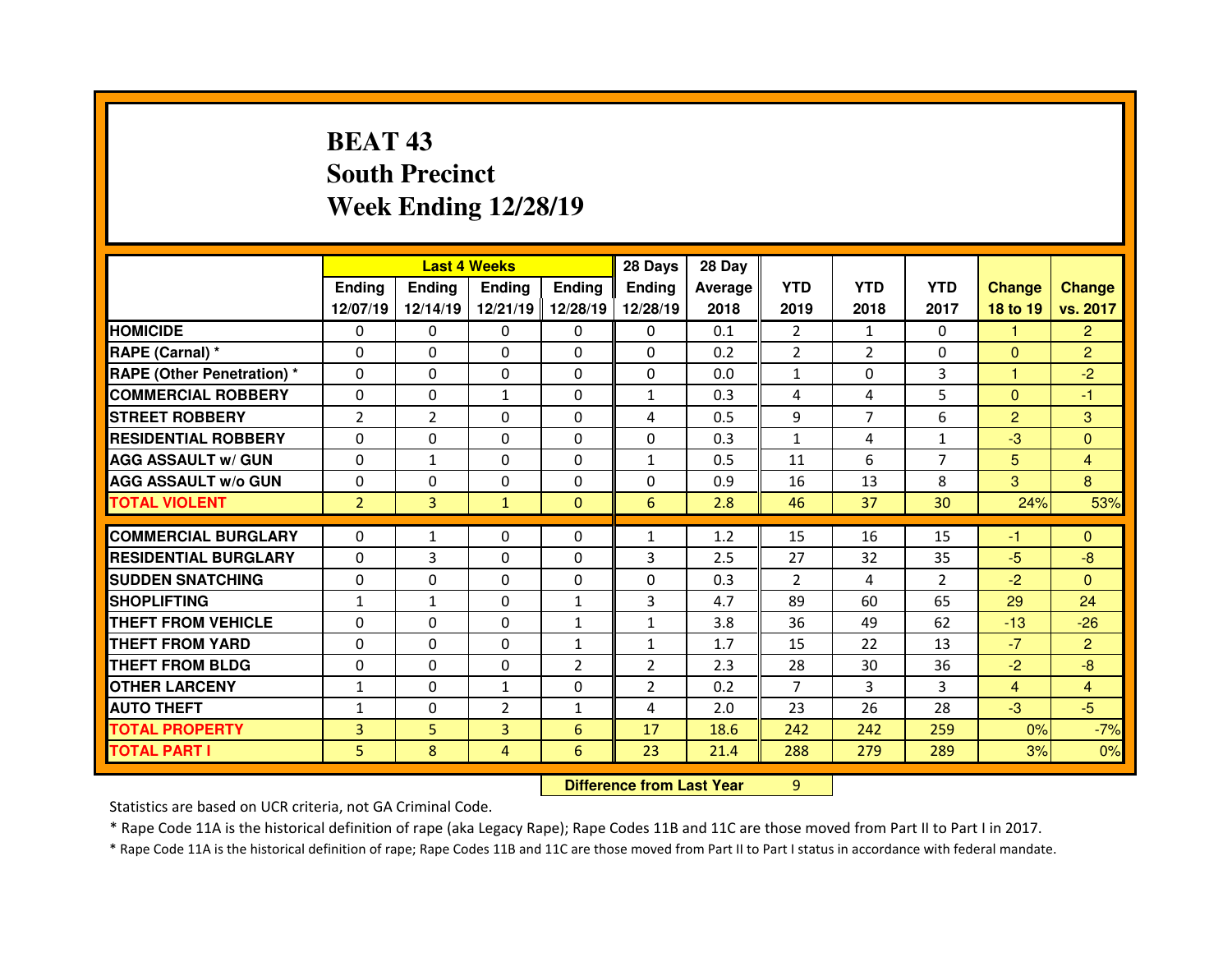# BEAT 43
## South Precinct
## Week Ending 12/28/19

| | Last 4 Weeks | | | | 28 Days | 28 Day | | | | | |
|---|---|---|---|---|---|---|---|---|---|---|---|
| | Ending 12/07/19 | Ending 12/14/19 | Ending 12/21/19 | Ending 12/28/19 | Ending 12/28/19 | Average 2018 | YTD 2019 | YTD 2018 | YTD 2017 | Change 18 to 19 | Change vs. 2017 |
| HOMICIDE | 0 | 0 | 0 | 0 | 0 | 0.1 | 2 | 1 | 0 | 1 | 2 |
| RAPE (Carnal) * | 0 | 0 | 0 | 0 | 0 | 0.2 | 2 | 2 | 0 | 0 | 2 |
| RAPE (Other Penetration) * | 0 | 0 | 0 | 0 | 0 | 0.0 | 1 | 0 | 3 | 1 | -2 |
| COMMERCIAL ROBBERY | 0 | 0 | 1 | 0 | 1 | 0.3 | 4 | 4 | 5 | 0 | -1 |
| STREET ROBBERY | 2 | 2 | 0 | 0 | 4 | 0.5 | 9 | 7 | 6 | 2 | 3 |
| RESIDENTIAL ROBBERY | 0 | 0 | 0 | 0 | 0 | 0.3 | 1 | 4 | 1 | -3 | 0 |
| AGG ASSAULT w/ GUN | 0 | 1 | 0 | 0 | 1 | 0.5 | 11 | 6 | 7 | 5 | 4 |
| AGG ASSAULT w/o GUN | 0 | 0 | 0 | 0 | 0 | 0.9 | 16 | 13 | 8 | 3 | 8 |
| TOTAL VIOLENT | 2 | 3 | 1 | 0 | 6 | 2.8 | 46 | 37 | 30 | 24% | 53% |
| COMMERCIAL BURGLARY | 0 | 1 | 0 | 0 | 1 | 1.2 | 15 | 16 | 15 | -1 | 0 |
| RESIDENTIAL BURGLARY | 0 | 3 | 0 | 0 | 3 | 2.5 | 27 | 32 | 35 | -5 | -8 |
| SUDDEN SNATCHING | 0 | 0 | 0 | 0 | 0 | 0.3 | 2 | 4 | 2 | -2 | 0 |
| SHOPLIFTING | 1 | 1 | 0 | 1 | 3 | 4.7 | 89 | 60 | 65 | 29 | 24 |
| THEFT FROM VEHICLE | 0 | 0 | 0 | 1 | 1 | 3.8 | 36 | 49 | 62 | -13 | -26 |
| THEFT FROM YARD | 0 | 0 | 0 | 1 | 1 | 1.7 | 15 | 22 | 13 | -7 | 2 |
| THEFT FROM BLDG | 0 | 0 | 0 | 2 | 2 | 2.3 | 28 | 30 | 36 | -2 | -8 |
| OTHER LARCENY | 1 | 0 | 1 | 0 | 2 | 0.2 | 7 | 3 | 3 | 4 | 4 |
| AUTO THEFT | 1 | 0 | 2 | 1 | 4 | 2.0 | 23 | 26 | 28 | -3 | -5 |
| TOTAL PROPERTY | 3 | 5 | 3 | 6 | 17 | 18.6 | 242 | 242 | 259 | 0% | -7% |
| TOTAL PART I | 5 | 8 | 4 | 6 | 23 | 21.4 | 288 | 279 | 289 | 3% | 0% |

**Difference from Last Year** 9

Statistics are based on UCR criteria, not GA Criminal Code.

* Rape Code 11A is the historical definition of rape (aka Legacy Rape); Rape Codes 11B and 11C are those moved from Part II to Part I in 2017.

* Rape Code 11A is the historical definition of rape; Rape Codes 11B and 11C are those moved from Part II to Part I status in accordance with federal mandate.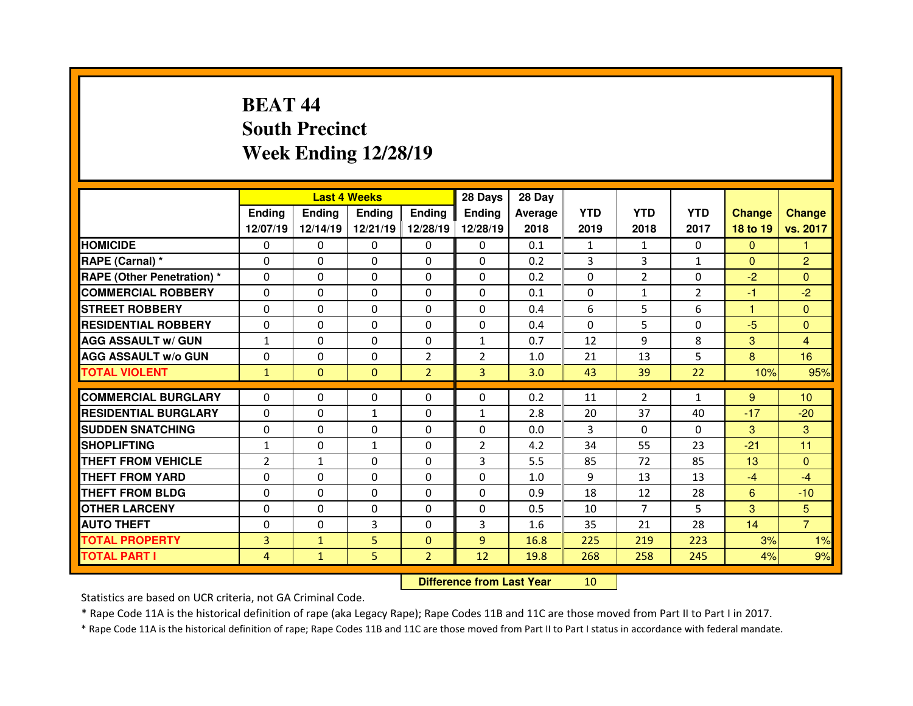# BEAT 44
## South Precinct
## Week Ending 12/28/19

| | Last 4 Weeks | | | | 28 Days | 28 Day | | | | | |
|---|---|---|---|---|---|---|---|---|---|---|---|
| | Ending 12/07/19 | Ending 12/14/19 | Ending 12/21/19 | Ending 12/28/19 | Ending 12/28/19 | Average 2018 | YTD 2019 | YTD 2018 | YTD 2017 | Change 18 to 19 | Change vs. 2017 |
| HOMICIDE | 0 | 0 | 0 | 0 | 0 | 0.1 | 1 | 1 | 0 | 0 | 1 |
| RAPE (Carnal) * | 0 | 0 | 0 | 0 | 0 | 0.2 | 3 | 3 | 1 | 0 | 2 |
| RAPE (Other Penetration) * | 0 | 0 | 0 | 0 | 0 | 0.2 | 0 | 2 | 0 | -2 | 0 |
| COMMERCIAL ROBBERY | 0 | 0 | 0 | 0 | 0 | 0.1 | 0 | 1 | 2 | -1 | -2 |
| STREET ROBBERY | 0 | 0 | 0 | 0 | 0 | 0.4 | 6 | 5 | 6 | 1 | 0 |
| RESIDENTIAL ROBBERY | 0 | 0 | 0 | 0 | 0 | 0.4 | 0 | 5 | 0 | -5 | 0 |
| AGG ASSAULT w/ GUN | 1 | 0 | 0 | 0 | 1 | 0.7 | 12 | 9 | 8 | 3 | 4 |
| AGG ASSAULT w/o GUN | 0 | 0 | 0 | 2 | 2 | 1.0 | 21 | 13 | 5 | 8 | 16 |
| TOTAL VIOLENT | 1 | 0 | 0 | 2 | 3 | 3.0 | 43 | 39 | 22 | 10% | 95% |
| COMMERCIAL BURGLARY | 0 | 0 | 0 | 0 | 0 | 0.2 | 11 | 2 | 1 | 9 | 10 |
| RESIDENTIAL BURGLARY | 0 | 0 | 1 | 0 | 1 | 2.8 | 20 | 37 | 40 | -17 | -20 |
| SUDDEN SNATCHING | 0 | 0 | 0 | 0 | 0 | 0.0 | 3 | 0 | 0 | 3 | 3 |
| SHOPLIFTING | 1 | 0 | 1 | 0 | 2 | 4.2 | 34 | 55 | 23 | -21 | 11 |
| THEFT FROM VEHICLE | 2 | 1 | 0 | 0 | 3 | 5.5 | 85 | 72 | 85 | 13 | 0 |
| THEFT FROM YARD | 0 | 0 | 0 | 0 | 0 | 1.0 | 9 | 13 | 13 | -4 | -4 |
| THEFT FROM BLDG | 0 | 0 | 0 | 0 | 0 | 0.9 | 18 | 12 | 28 | 6 | -10 |
| OTHER LARCENY | 0 | 0 | 0 | 0 | 0 | 0.5 | 10 | 7 | 5 | 3 | 5 |
| AUTO THEFT | 0 | 0 | 3 | 0 | 3 | 1.6 | 35 | 21 | 28 | 14 | 7 |
| TOTAL PROPERTY | 3 | 1 | 5 | 0 | 9 | 16.8 | 225 | 219 | 223 | 3% | 1% |
| TOTAL PART I | 4 | 1 | 5 | 2 | 12 | 19.8 | 268 | 258 | 245 | 4% | 9% |

**Difference from Last Year** 10

Statistics are based on UCR criteria, not GA Criminal Code.

* Rape Code 11A is the historical definition of rape (aka Legacy Rape); Rape Codes 11B and 11C are those moved from Part II to Part I in 2017.

* Rape Code 11A is the historical definition of rape; Rape Codes 11B and 11C are those moved from Part II to Part I status in accordance with federal mandate.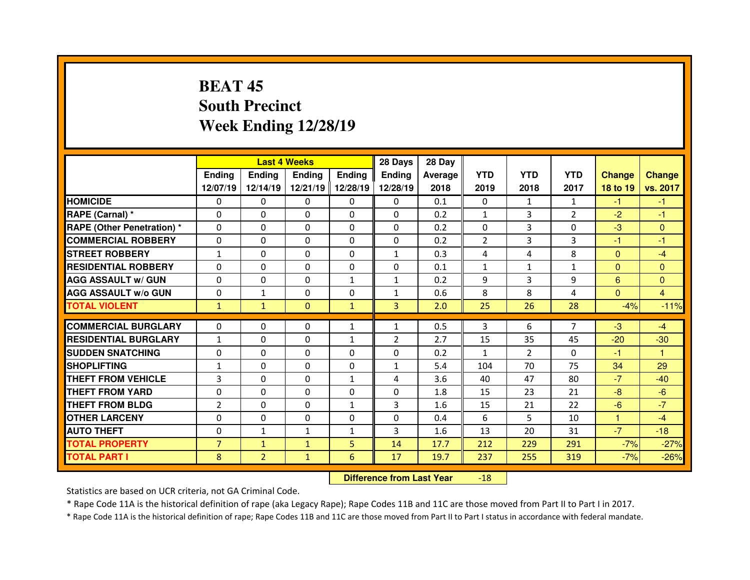# BEAT 45
# South Precinct
# Week Ending 12/28/19

| | Last 4 Weeks | | | | 28 Days | 28 Day | | | | | |
|---|---|---|---|---|---|---|---|---|---|---|---|
| | Ending 12/07/19 | Ending 12/14/19 | Ending 12/21/19 | Ending 12/28/19 | Ending 12/28/19 | Average 2018 | YTD 2019 | YTD 2018 | YTD 2017 | Change 18 to 19 | Change vs. 2017 |
| HOMICIDE | 0 | 0 | 0 | 0 | 0 | 0.1 | 0 | 1 | 1 | -1 | -1 |
| RAPE (Carnal) * | 0 | 0 | 0 | 0 | 0 | 0.2 | 1 | 3 | 2 | -2 | -1 |
| RAPE (Other Penetration) * | 0 | 0 | 0 | 0 | 0 | 0.2 | 0 | 3 | 0 | -3 | 0 |
| COMMERCIAL ROBBERY | 0 | 0 | 0 | 0 | 0 | 0.2 | 2 | 3 | 3 | -1 | -1 |
| STREET ROBBERY | 1 | 0 | 0 | 0 | 1 | 0.3 | 4 | 4 | 8 | 0 | -4 |
| RESIDENTIAL ROBBERY | 0 | 0 | 0 | 0 | 0 | 0.1 | 1 | 1 | 1 | 0 | 0 |
| AGG ASSAULT w/ GUN | 0 | 0 | 0 | 1 | 1 | 0.2 | 9 | 3 | 9 | 6 | 0 |
| AGG ASSAULT w/o GUN | 0 | 1 | 0 | 0 | 1 | 0.6 | 8 | 8 | 4 | 0 | 4 |
| TOTAL VIOLENT | 1 | 1 | 0 | 1 | 3 | 2.0 | 25 | 26 | 28 | -4% | -11% |
| COMMERCIAL BURGLARY | 0 | 0 | 0 | 1 | 1 | 0.5 | 3 | 6 | 7 | -3 | -4 |
| RESIDENTIAL BURGLARY | 1 | 0 | 0 | 1 | 2 | 2.7 | 15 | 35 | 45 | -20 | -30 |
| SUDDEN SNATCHING | 0 | 0 | 0 | 0 | 0 | 0.2 | 1 | 2 | 0 | -1 | 1 |
| SHOPLIFTING | 1 | 0 | 0 | 0 | 1 | 5.4 | 104 | 70 | 75 | 34 | 29 |
| THEFT FROM VEHICLE | 3 | 0 | 0 | 1 | 4 | 3.6 | 40 | 47 | 80 | -7 | -40 |
| THEFT FROM YARD | 0 | 0 | 0 | 0 | 0 | 1.8 | 15 | 23 | 21 | -8 | -6 |
| THEFT FROM BLDG | 2 | 0 | 0 | 1 | 3 | 1.6 | 15 | 21 | 22 | -6 | -7 |
| OTHER LARCENY | 0 | 0 | 0 | 0 | 0 | 0.4 | 6 | 5 | 10 | 1 | -4 |
| AUTO THEFT | 0 | 1 | 1 | 1 | 3 | 1.6 | 13 | 20 | 31 | -7 | -18 |
| TOTAL PROPERTY | 7 | 1 | 1 | 5 | 14 | 17.7 | 212 | 229 | 291 | -7% | -27% |
| TOTAL PART I | 8 | 2 | 1 | 6 | 17 | 19.7 | 237 | 255 | 319 | -7% | -26% |

**Difference from Last Year** -18

Statistics are based on UCR criteria, not GA Criminal Code.

* Rape Code 11A is the historical definition of rape (aka Legacy Rape); Rape Codes 11B and 11C are those moved from Part II to Part I in 2017.

* Rape Code 11A is the historical definition of rape; Rape Codes 11B and 11C are those moved from Part II to Part I status in accordance with federal mandate.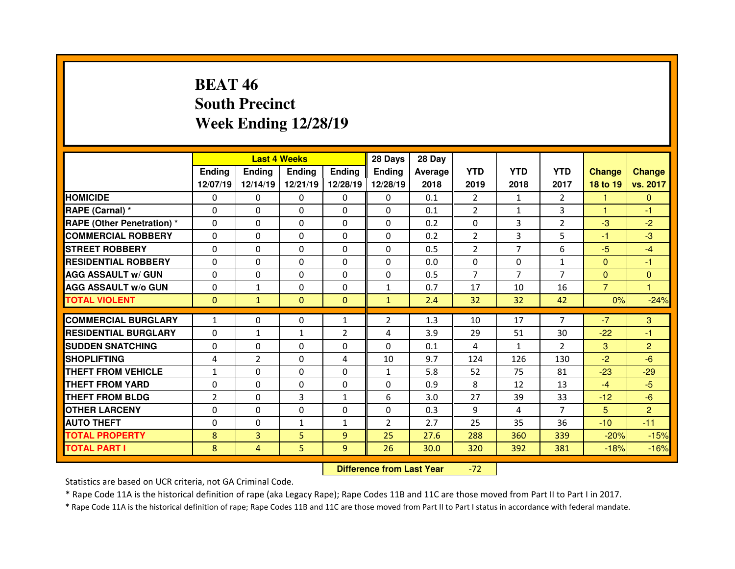# BEAT 46
## South Precinct
## Week Ending 12/28/19

| | Last 4 Weeks | | | | 28 Days | 28 Day | | | | | |
|---|---|---|---|---|---|---|---|---|---|---|---|
| | Ending 12/07/19 | Ending 12/14/19 | Ending 12/21/19 | Ending 12/28/19 | Ending 12/28/19 | Average 2018 | YTD 2019 | YTD 2018 | YTD 2017 | Change 18 to 19 | Change vs. 2017 |
| HOMICIDE | 0 | 0 | 0 | 0 | 0 | 0.1 | 2 | 1 | 2 | 1 | 0 |
| RAPE (Carnal) * | 0 | 0 | 0 | 0 | 0 | 0.1 | 2 | 1 | 3 | 1 | -1 |
| RAPE (Other Penetration) * | 0 | 0 | 0 | 0 | 0 | 0.2 | 0 | 3 | 2 | -3 | -2 |
| COMMERCIAL ROBBERY | 0 | 0 | 0 | 0 | 0 | 0.2 | 2 | 3 | 5 | -1 | -3 |
| STREET ROBBERY | 0 | 0 | 0 | 0 | 0 | 0.5 | 2 | 7 | 6 | -5 | -4 |
| RESIDENTIAL ROBBERY | 0 | 0 | 0 | 0 | 0 | 0.0 | 0 | 0 | 1 | 0 | -1 |
| AGG ASSAULT w/ GUN | 0 | 0 | 0 | 0 | 0 | 0.5 | 7 | 7 | 7 | 0 | 0 |
| AGG ASSAULT w/o GUN | 0 | 1 | 0 | 0 | 1 | 0.7 | 17 | 10 | 16 | 7 | 1 |
| TOTAL VIOLENT | 0 | 1 | 0 | 0 | 1 | 2.4 | 32 | 32 | 42 | 0% | -24% |
| COMMERCIAL BURGLARY | 1 | 0 | 0 | 1 | 2 | 1.3 | 10 | 17 | 7 | -7 | 3 |
| RESIDENTIAL BURGLARY | 0 | 1 | 1 | 2 | 4 | 3.9 | 29 | 51 | 30 | -22 | -1 |
| SUDDEN SNATCHING | 0 | 0 | 0 | 0 | 0 | 0.1 | 4 | 1 | 2 | 3 | 2 |
| SHOPLIFTING | 4 | 2 | 0 | 4 | 10 | 9.7 | 124 | 126 | 130 | -2 | -6 |
| THEFT FROM VEHICLE | 1 | 0 | 0 | 0 | 1 | 5.8 | 52 | 75 | 81 | -23 | -29 |
| THEFT FROM YARD | 0 | 0 | 0 | 0 | 0 | 0.9 | 8 | 12 | 13 | -4 | -5 |
| THEFT FROM BLDG | 2 | 0 | 3 | 1 | 6 | 3.0 | 27 | 39 | 33 | -12 | -6 |
| OTHER LARCENY | 0 | 0 | 0 | 0 | 0 | 0.3 | 9 | 4 | 7 | 5 | 2 |
| AUTO THEFT | 0 | 0 | 1 | 1 | 2 | 2.7 | 25 | 35 | 36 | -10 | -11 |
| TOTAL PROPERTY | 8 | 3 | 5 | 9 | 25 | 27.6 | 288 | 360 | 339 | -20% | -15% |
| TOTAL PART I | 8 | 4 | 5 | 9 | 26 | 30.0 | 320 | 392 | 381 | -18% | -16% |

**Difference from Last Year** -72

Statistics are based on UCR criteria, not GA Criminal Code.

* Rape Code 11A is the historical definition of rape (aka Legacy Rape); Rape Codes 11B and 11C are those moved from Part II to Part I in 2017.

* Rape Code 11A is the historical definition of rape; Rape Codes 11B and 11C are those moved from Part II to Part I status in accordance with federal mandate.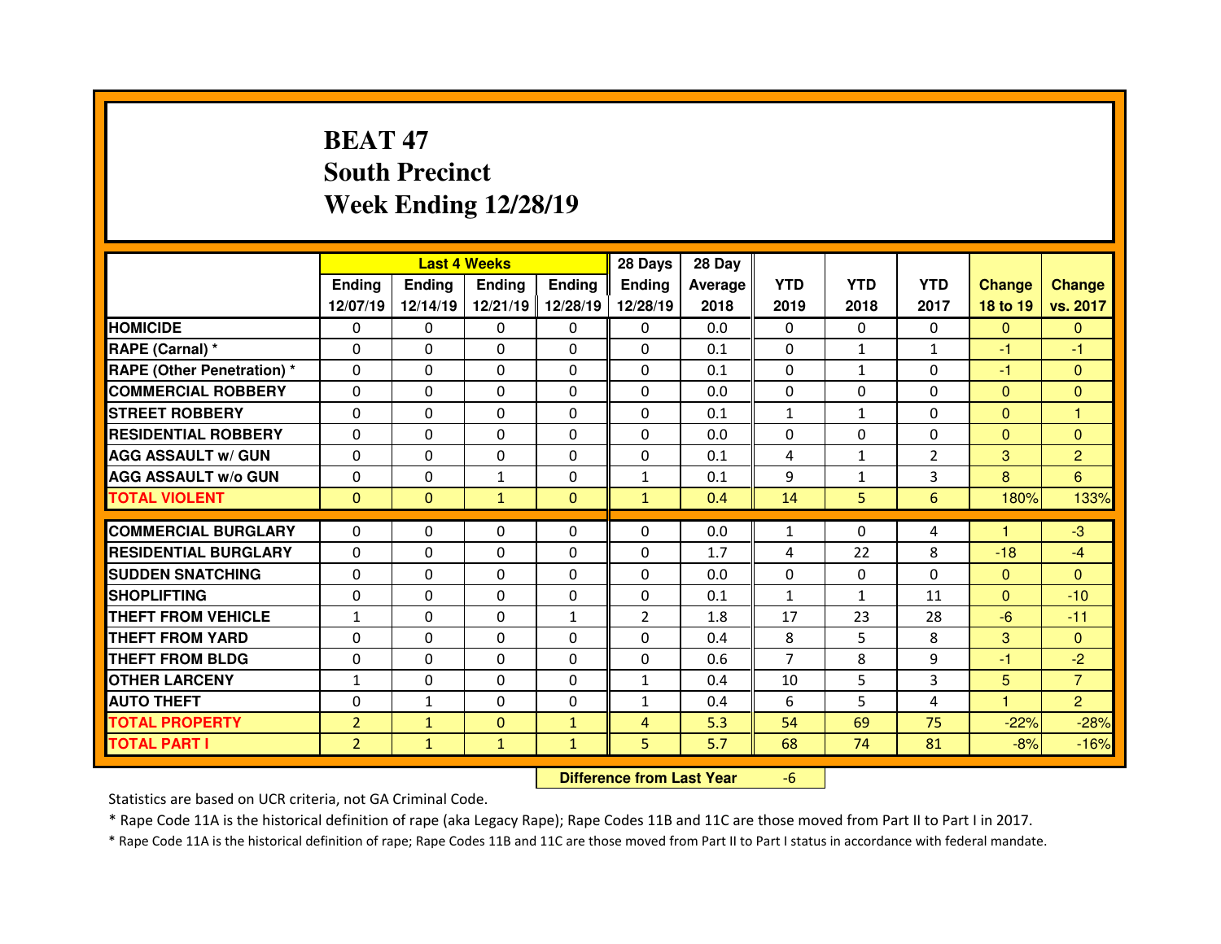# BEAT 47
## South Precinct
## Week Ending 12/28/19

| | Last 4 Weeks | | | | 28 Days | 28 Day | | | | | |
|---|---|---|---|---|---|---|---|---|---|---|---|
| | Ending 12/07/19 | Ending 12/14/19 | Ending 12/21/19 | Ending 12/28/19 | Ending 12/28/19 | Average 2018 | YTD 2019 | YTD 2018 | YTD 2017 | Change 18 to 19 | Change vs. 2017 |
| **HOMICIDE** | 0 | 0 | 0 | 0 | 0 | 0.0 | 0 | 0 | 0 | 0 | 0 |
| **RAPE (Carnal) *** | 0 | 0 | 0 | 0 | 0 | 0.1 | 0 | 1 | 1 | -1 | -1 |
| **RAPE (Other Penetration) *** | 0 | 0 | 0 | 0 | 0 | 0.1 | 0 | 1 | 0 | -1 | 0 |
| **COMMERCIAL ROBBERY** | 0 | 0 | 0 | 0 | 0 | 0.0 | 0 | 0 | 0 | 0 | 0 |
| **STREET ROBBERY** | 0 | 0 | 0 | 0 | 0 | 0.1 | 1 | 1 | 0 | 0 | 1 |
| **RESIDENTIAL ROBBERY** | 0 | 0 | 0 | 0 | 0 | 0.0 | 0 | 0 | 0 | 0 | 0 |
| **AGG ASSAULT w/ GUN** | 0 | 0 | 0 | 0 | 0 | 0.1 | 4 | 1 | 2 | 3 | 2 |
| **AGG ASSAULT w/o GUN** | 0 | 0 | 1 | 0 | 1 | 0.1 | 9 | 1 | 3 | 8 | 6 |
| **TOTAL VIOLENT** | 0 | 0 | 1 | 0 | 1 | 0.4 | 14 | 5 | 6 | 180% | 133% |
| **COMMERCIAL BURGLARY** | 0 | 0 | 0 | 0 | 0 | 0.0 | 1 | 0 | 4 | 1 | -3 |
| **RESIDENTIAL BURGLARY** | 0 | 0 | 0 | 0 | 0 | 1.7 | 4 | 22 | 8 | -18 | -4 |
| **SUDDEN SNATCHING** | 0 | 0 | 0 | 0 | 0 | 0.0 | 0 | 0 | 0 | 0 | 0 |
| **SHOPLIFTING** | 0 | 0 | 0 | 0 | 0 | 0.1 | 1 | 1 | 11 | 0 | -10 |
| **THEFT FROM VEHICLE** | 1 | 0 | 0 | 1 | 2 | 1.8 | 17 | 23 | 28 | -6 | -11 |
| **THEFT FROM YARD** | 0 | 0 | 0 | 0 | 0 | 0.4 | 8 | 5 | 8 | 3 | 0 |
| **THEFT FROM BLDG** | 0 | 0 | 0 | 0 | 0 | 0.6 | 7 | 8 | 9 | -1 | -2 |
| **OTHER LARCENY** | 1 | 0 | 0 | 0 | 1 | 0.4 | 10 | 5 | 3 | 5 | 7 |
| **AUTO THEFT** | 0 | 1 | 0 | 0 | 1 | 0.4 | 6 | 5 | 4 | 1 | 2 |
| **TOTAL PROPERTY** | 2 | 1 | 0 | 1 | 4 | 5.3 | 54 | 69 | 75 | -22% | -28% |
| **TOTAL PART I** | 2 | 1 | 1 | 1 | 5 | 5.7 | 68 | 74 | 81 | -8% | -16% |

**Difference from Last Year** -6

Statistics are based on UCR criteria, not GA Criminal Code.

* Rape Code 11A is the historical definition of rape (aka Legacy Rape); Rape Codes 11B and 11C are those moved from Part II to Part I in 2017.

* Rape Code 11A is the historical definition of rape; Rape Codes 11B and 11C are those moved from Part II to Part I status in accordance with federal mandate.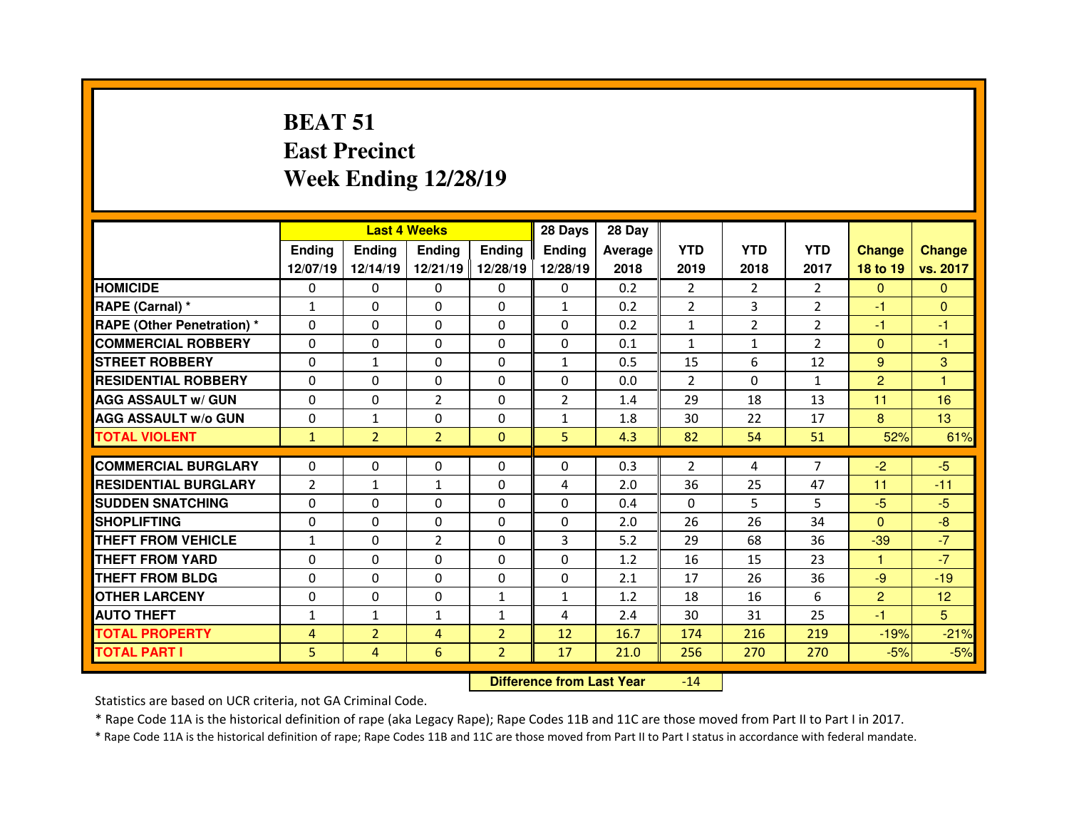# BEAT 51
# East Precinct
# Week Ending 12/28/19

| | Last 4 Weeks | | | | 28 Days | 28 Day | | | | | |
|---|---|---|---|---|---|---|---|---|---|---|---|
| | Ending 12/07/19 | Ending 12/14/19 | Ending 12/21/19 | Ending 12/28/19 | Ending 12/28/19 | Average 2018 | YTD 2019 | YTD 2018 | YTD 2017 | Change 18 to 19 | Change vs. 2017 |
| HOMICIDE | 0 | 0 | 0 | 0 | 0 | 0.2 | 2 | 2 | 2 | 0 | 0 |
| RAPE (Carnal) * | 1 | 0 | 0 | 0 | 1 | 0.2 | 2 | 3 | 2 | -1 | 0 |
| RAPE (Other Penetration) * | 0 | 0 | 0 | 0 | 0 | 0.2 | 1 | 2 | 2 | -1 | -1 |
| COMMERCIAL ROBBERY | 0 | 0 | 0 | 0 | 0 | 0.1 | 1 | 1 | 2 | 0 | -1 |
| STREET ROBBERY | 0 | 1 | 0 | 0 | 1 | 0.5 | 15 | 6 | 12 | 9 | 3 |
| RESIDENTIAL ROBBERY | 0 | 0 | 0 | 0 | 0 | 0.0 | 2 | 0 | 1 | 2 | 1 |
| AGG ASSAULT w/ GUN | 0 | 0 | 2 | 0 | 2 | 1.4 | 29 | 18 | 13 | 11 | 16 |
| AGG ASSAULT w/o GUN | 0 | 1 | 0 | 0 | 1 | 1.8 | 30 | 22 | 17 | 8 | 13 |
| TOTAL VIOLENT | 1 | 2 | 2 | 0 | 5 | 4.3 | 82 | 54 | 51 | 52% | 61% |
| COMMERCIAL BURGLARY | 0 | 0 | 0 | 0 | 0 | 0.3 | 2 | 4 | 7 | -2 | -5 |
| RESIDENTIAL BURGLARY | 2 | 1 | 1 | 0 | 4 | 2.0 | 36 | 25 | 47 | 11 | -11 |
| SUDDEN SNATCHING | 0 | 0 | 0 | 0 | 0 | 0.4 | 0 | 5 | 5 | -5 | -5 |
| SHOPLIFTING | 0 | 0 | 0 | 0 | 0 | 2.0 | 26 | 26 | 34 | 0 | -8 |
| THEFT FROM VEHICLE | 1 | 0 | 2 | 0 | 3 | 5.2 | 29 | 68 | 36 | -39 | -7 |
| THEFT FROM YARD | 0 | 0 | 0 | 0 | 0 | 1.2 | 16 | 15 | 23 | 1 | -7 |
| THEFT FROM BLDG | 0 | 0 | 0 | 0 | 0 | 2.1 | 17 | 26 | 36 | -9 | -19 |
| OTHER LARCENY | 0 | 0 | 0 | 1 | 1 | 1.2 | 18 | 16 | 6 | 2 | 12 |
| AUTO THEFT | 1 | 1 | 1 | 1 | 4 | 2.4 | 30 | 31 | 25 | -1 | 5 |
| TOTAL PROPERTY | 4 | 2 | 4 | 2 | 12 | 16.7 | 174 | 216 | 219 | -19% | -21% |
| TOTAL PART I | 5 | 4 | 6 | 2 | 17 | 21.0 | 256 | 270 | 270 | -5% | -5% |

**Difference from Last Year** -14

Statistics are based on UCR criteria, not GA Criminal Code.

* Rape Code 11A is the historical definition of rape (aka Legacy Rape); Rape Codes 11B and 11C are those moved from Part II to Part I in 2017.

* Rape Code 11A is the historical definition of rape; Rape Codes 11B and 11C are those moved from Part II to Part I status in accordance with federal mandate.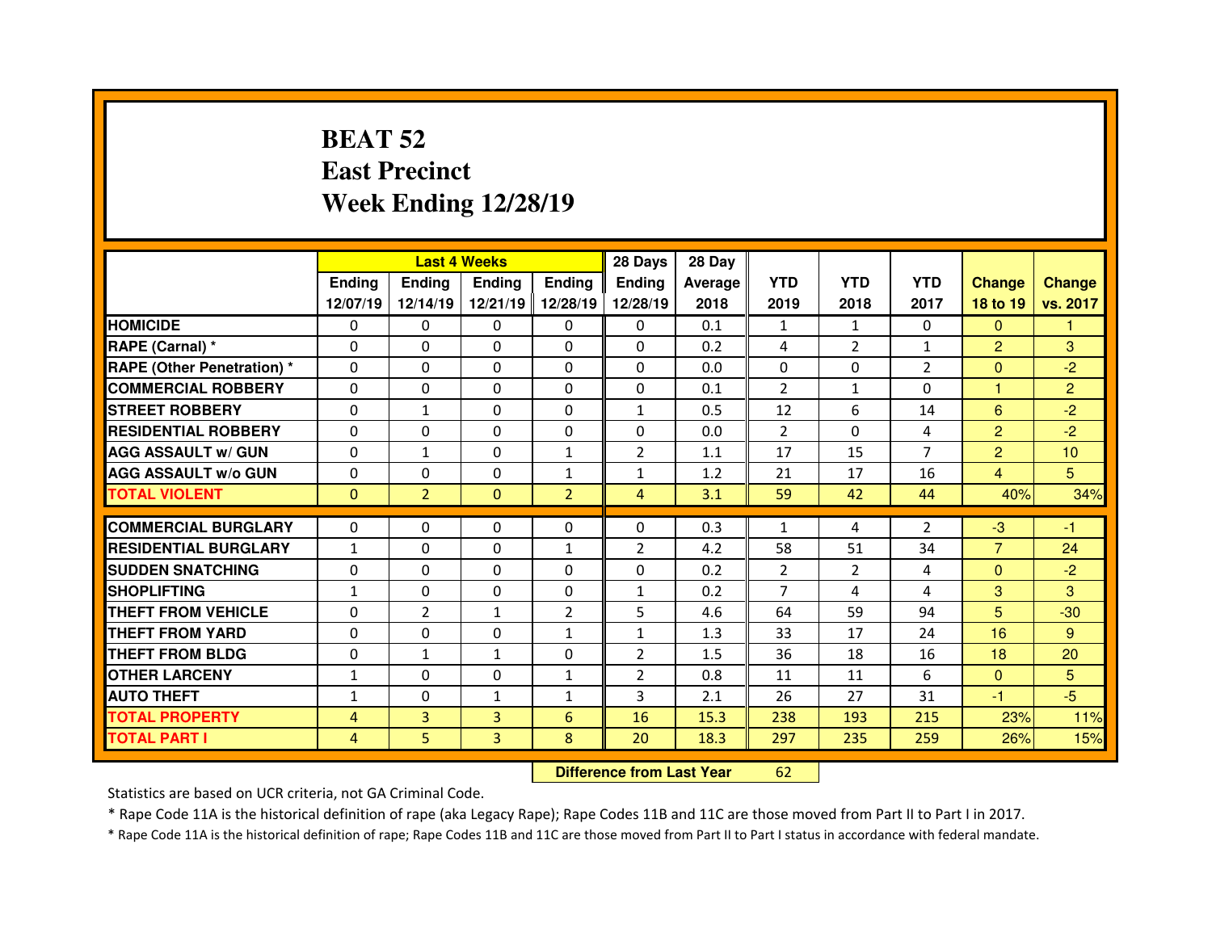# BEAT 52
# East Precinct
# Week Ending 12/28/19

| | Last 4 Weeks | | | | 28 Days | 28 Day | | | | | |
|---|---|---|---|---|---|---|---|---|---|---|---|
| | Ending 12/07/19 | Ending 12/14/19 | Ending 12/21/19 | Ending 12/28/19 | Ending 12/28/19 | Average 2018 | YTD 2019 | YTD 2018 | YTD 2017 | Change 18 to 19 | Change vs. 2017 |
| HOMICIDE | 0 | 0 | 0 | 0 | 0 | 0.1 | 1 | 1 | 0 | 0 | 1 |
| RAPE (Carnal) * | 0 | 0 | 0 | 0 | 0 | 0.2 | 4 | 2 | 1 | 2 | 3 |
| RAPE (Other Penetration) * | 0 | 0 | 0 | 0 | 0 | 0.0 | 0 | 0 | 2 | 0 | -2 |
| COMMERCIAL ROBBERY | 0 | 0 | 0 | 0 | 0 | 0.1 | 2 | 1 | 0 | 1 | 2 |
| STREET ROBBERY | 0 | 1 | 0 | 0 | 1 | 0.5 | 12 | 6 | 14 | 6 | -2 |
| RESIDENTIAL ROBBERY | 0 | 0 | 0 | 0 | 0 | 0.0 | 2 | 0 | 4 | 2 | -2 |
| AGG ASSAULT w/ GUN | 0 | 1 | 0 | 1 | 2 | 1.1 | 17 | 15 | 7 | 2 | 10 |
| AGG ASSAULT w/o GUN | 0 | 0 | 0 | 1 | 1 | 1.2 | 21 | 17 | 16 | 4 | 5 |
| TOTAL VIOLENT | 0 | 2 | 0 | 2 | 4 | 3.1 | 59 | 42 | 44 | 40% | 34% |
| COMMERCIAL BURGLARY | 0 | 0 | 0 | 0 | 0 | 0.3 | 1 | 4 | 2 | -3 | -1 |
| RESIDENTIAL BURGLARY | 1 | 0 | 0 | 1 | 2 | 4.2 | 58 | 51 | 34 | 7 | 24 |
| SUDDEN SNATCHING | 0 | 0 | 0 | 0 | 0 | 0.2 | 2 | 2 | 4 | 0 | -2 |
| SHOPLIFTING | 1 | 0 | 0 | 0 | 1 | 0.2 | 7 | 4 | 4 | 3 | 3 |
| THEFT FROM VEHICLE | 0 | 2 | 1 | 2 | 5 | 4.6 | 64 | 59 | 94 | 5 | -30 |
| THEFT FROM YARD | 0 | 0 | 0 | 1 | 1 | 1.3 | 33 | 17 | 24 | 16 | 9 |
| THEFT FROM BLDG | 0 | 1 | 1 | 0 | 2 | 1.5 | 36 | 18 | 16 | 18 | 20 |
| OTHER LARCENY | 1 | 0 | 0 | 1 | 2 | 0.8 | 11 | 11 | 6 | 0 | 5 |
| AUTO THEFT | 1 | 0 | 1 | 1 | 3 | 2.1 | 26 | 27 | 31 | -1 | -5 |
| TOTAL PROPERTY | 4 | 3 | 3 | 6 | 16 | 15.3 | 238 | 193 | 215 | 23% | 11% |
| TOTAL PART I | 4 | 5 | 3 | 8 | 20 | 18.3 | 297 | 235 | 259 | 26% | 15% |

**Difference from Last Year** 62

Statistics are based on UCR criteria, not GA Criminal Code.

* Rape Code 11A is the historical definition of rape (aka Legacy Rape); Rape Codes 11B and 11C are those moved from Part II to Part I in 2017.

* Rape Code 11A is the historical definition of rape; Rape Codes 11B and 11C are those moved from Part II to Part I status in accordance with federal mandate.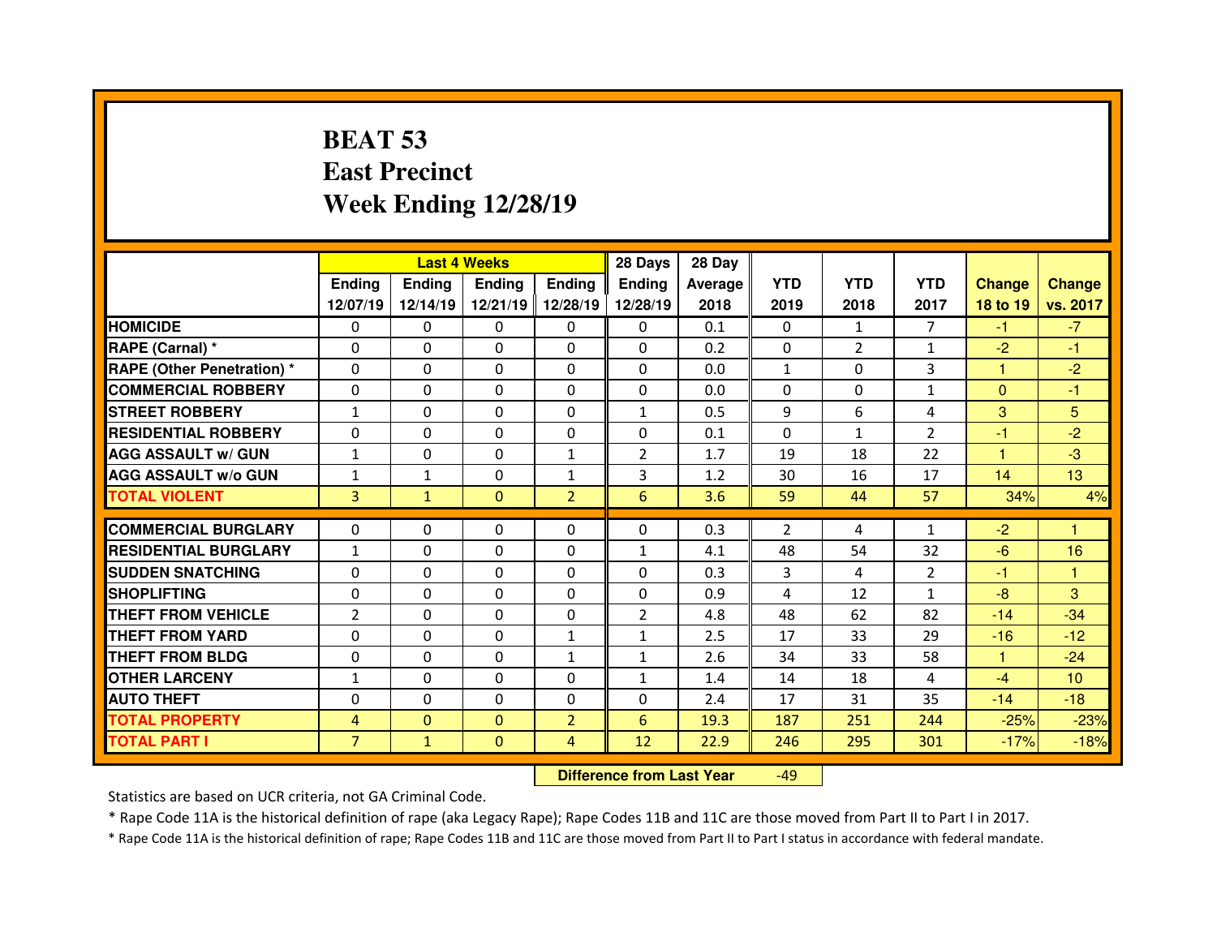# BEAT 53
# East Precinct
# Week Ending 12/28/19

| | Last 4 Weeks | | | | 28 Days | 28 Day | | | | | |
|---|---|---|---|---|---|---|---|---|---|---|---|
| | Ending 12/07/19 | Ending 12/14/19 | Ending 12/21/19 | Ending 12/28/19 | Ending 12/28/19 | Average 2018 | YTD 2019 | YTD 2018 | YTD 2017 | Change 18 to 19 | Change vs. 2017 |
| HOMICIDE | 0 | 0 | 0 | 0 | 0 | 0.1 | 0 | 1 | 7 | -1 | -7 |
| RAPE (Carnal) * | 0 | 0 | 0 | 0 | 0 | 0.2 | 0 | 2 | 1 | -2 | -1 |
| RAPE (Other Penetration) * | 0 | 0 | 0 | 0 | 0 | 0.0 | 1 | 0 | 3 | 1 | -2 |
| COMMERCIAL ROBBERY | 0 | 0 | 0 | 0 | 0 | 0.0 | 0 | 0 | 1 | 0 | -1 |
| STREET ROBBERY | 1 | 0 | 0 | 0 | 1 | 0.5 | 9 | 6 | 4 | 3 | 5 |
| RESIDENTIAL ROBBERY | 0 | 0 | 0 | 0 | 0 | 0.1 | 0 | 1 | 2 | -1 | -2 |
| AGG ASSAULT w/ GUN | 1 | 0 | 0 | 1 | 2 | 1.7 | 19 | 18 | 22 | 1 | -3 |
| AGG ASSAULT w/o GUN | 1 | 1 | 0 | 1 | 3 | 1.2 | 30 | 16 | 17 | 14 | 13 |
| TOTAL VIOLENT | 3 | 1 | 0 | 2 | 6 | 3.6 | 59 | 44 | 57 | 34% | 4% |
| COMMERCIAL BURGLARY | 0 | 0 | 0 | 0 | 0 | 0.3 | 2 | 4 | 1 | -2 | 1 |
| RESIDENTIAL BURGLARY | 1 | 0 | 0 | 0 | 1 | 4.1 | 48 | 54 | 32 | -6 | 16 |
| SUDDEN SNATCHING | 0 | 0 | 0 | 0 | 0 | 0.3 | 3 | 4 | 2 | -1 | 1 |
| SHOPLIFTING | 0 | 0 | 0 | 0 | 0 | 0.9 | 4 | 12 | 1 | -8 | 3 |
| THEFT FROM VEHICLE | 2 | 0 | 0 | 0 | 2 | 4.8 | 48 | 62 | 82 | -14 | -34 |
| THEFT FROM YARD | 0 | 0 | 0 | 1 | 1 | 2.5 | 17 | 33 | 29 | -16 | -12 |
| THEFT FROM BLDG | 0 | 0 | 0 | 1 | 1 | 2.6 | 34 | 33 | 58 | 1 | -24 |
| OTHER LARCENY | 1 | 0 | 0 | 0 | 1 | 1.4 | 14 | 18 | 4 | -4 | 10 |
| AUTO THEFT | 0 | 0 | 0 | 0 | 0 | 2.4 | 17 | 31 | 35 | -14 | -18 |
| TOTAL PROPERTY | 4 | 0 | 0 | 2 | 6 | 19.3 | 187 | 251 | 244 | -25% | -23% |
| TOTAL PART I | 7 | 1 | 0 | 4 | 12 | 22.9 | 246 | 295 | 301 | -17% | -18% |

**Difference from Last Year** -49

Statistics are based on UCR criteria, not GA Criminal Code.

* Rape Code 11A is the historical definition of rape (aka Legacy Rape); Rape Codes 11B and 11C are those moved from Part II to Part I in 2017.

* Rape Code 11A is the historical definition of rape; Rape Codes 11B and 11C are those moved from Part II to Part I status in accordance with federal mandate.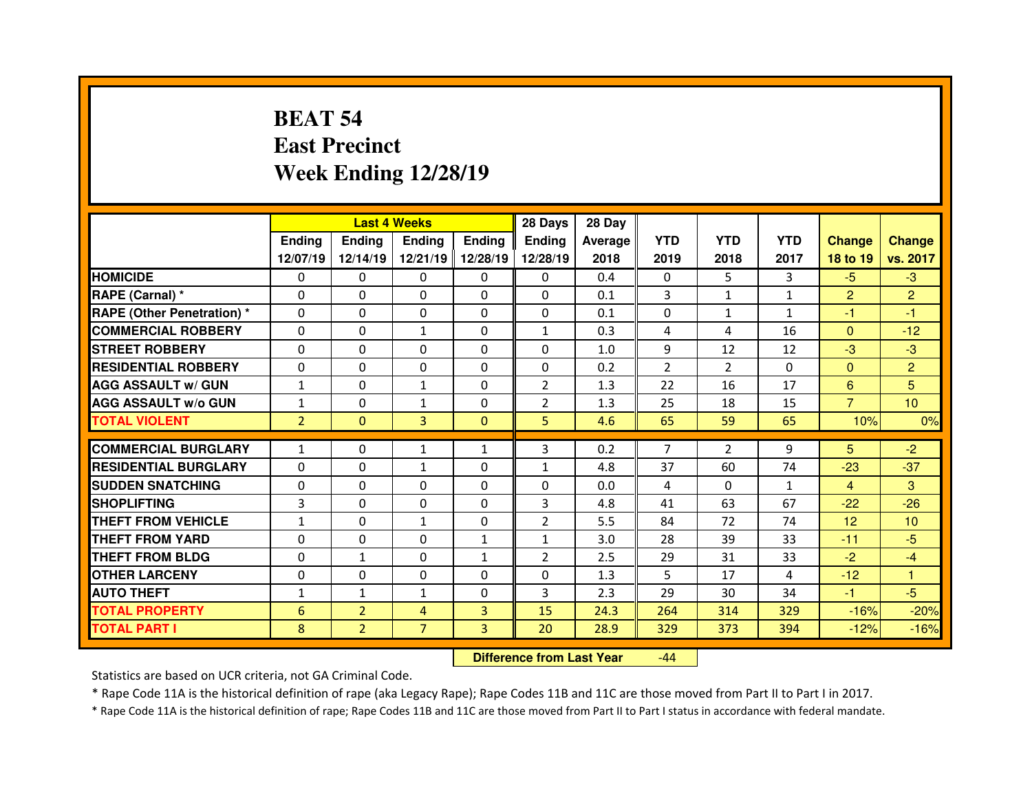# BEAT 54
# East Precinct
# Week Ending 12/28/19

| | Last 4 Weeks | | | | 28 Days | 28 Day | | | | | |
|---|---|---|---|---|---|---|---|---|---|---|---|
| | Ending 12/07/19 | Ending 12/14/19 | Ending 12/21/19 | Ending 12/28/19 | Ending 12/28/19 | Average 2018 | YTD 2019 | YTD 2018 | YTD 2017 | Change 18 to 19 | Change vs. 2017 |
| HOMICIDE | 0 | 0 | 0 | 0 | 0 | 0.4 | 0 | 5 | 3 | -5 | -3 |
| RAPE (Carnal) * | 0 | 0 | 0 | 0 | 0 | 0.1 | 3 | 1 | 1 | 2 | 2 |
| RAPE (Other Penetration) * | 0 | 0 | 0 | 0 | 0 | 0.1 | 0 | 1 | 1 | -1 | -1 |
| COMMERCIAL ROBBERY | 0 | 0 | 1 | 0 | 1 | 0.3 | 4 | 4 | 16 | 0 | -12 |
| STREET ROBBERY | 0 | 0 | 0 | 0 | 0 | 1.0 | 9 | 12 | 12 | -3 | -3 |
| RESIDENTIAL ROBBERY | 0 | 0 | 0 | 0 | 0 | 0.2 | 2 | 2 | 0 | 0 | 2 |
| AGG ASSAULT w/ GUN | 1 | 0 | 1 | 0 | 2 | 1.3 | 22 | 16 | 17 | 6 | 5 |
| AGG ASSAULT w/o GUN | 1 | 0 | 1 | 0 | 2 | 1.3 | 25 | 18 | 15 | 7 | 10 |
| TOTAL VIOLENT | 2 | 0 | 3 | 0 | 5 | 4.6 | 65 | 59 | 65 | 10% | 0% |
| COMMERCIAL BURGLARY | 1 | 0 | 1 | 1 | 3 | 0.2 | 7 | 2 | 9 | 5 | -2 |
| RESIDENTIAL BURGLARY | 0 | 0 | 1 | 0 | 1 | 4.8 | 37 | 60 | 74 | -23 | -37 |
| SUDDEN SNATCHING | 0 | 0 | 0 | 0 | 0 | 0.0 | 4 | 0 | 1 | 4 | 3 |
| SHOPLIFTING | 3 | 0 | 0 | 0 | 3 | 4.8 | 41 | 63 | 67 | -22 | -26 |
| THEFT FROM VEHICLE | 1 | 0 | 1 | 0 | 2 | 5.5 | 84 | 72 | 74 | 12 | 10 |
| THEFT FROM YARD | 0 | 0 | 0 | 1 | 1 | 3.0 | 28 | 39 | 33 | -11 | -5 |
| THEFT FROM BLDG | 0 | 1 | 0 | 1 | 2 | 2.5 | 29 | 31 | 33 | -2 | -4 |
| OTHER LARCENY | 0 | 0 | 0 | 0 | 0 | 1.3 | 5 | 17 | 4 | -12 | 1 |
| AUTO THEFT | 1 | 1 | 1 | 0 | 3 | 2.3 | 29 | 30 | 34 | -1 | -5 |
| TOTAL PROPERTY | 6 | 2 | 4 | 3 | 15 | 24.3 | 264 | 314 | 329 | -16% | -20% |
| TOTAL PART I | 8 | 2 | 7 | 3 | 20 | 28.9 | 329 | 373 | 394 | -12% | -16% |

| Difference from Last Year | -44 |
|---|---|

Statistics are based on UCR criteria, not GA Criminal Code.

* Rape Code 11A is the historical definition of rape (aka Legacy Rape); Rape Codes 11B and 11C are those moved from Part II to Part I in 2017.

* Rape Code 11A is the historical definition of rape; Rape Codes 11B and 11C are those moved from Part II to Part I status in accordance with federal mandate.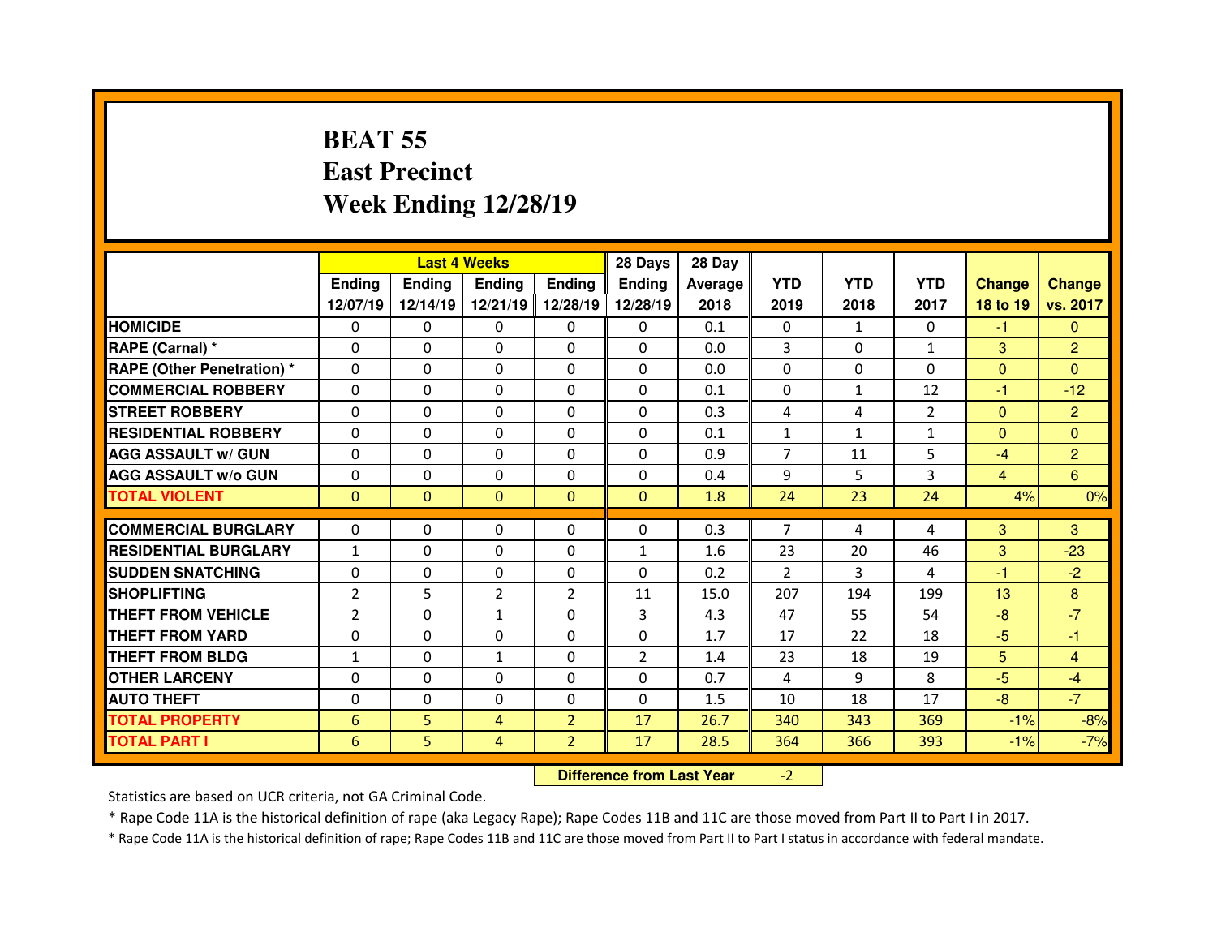# BEAT 55
# East Precinct
# Week Ending 12/28/19

| | Last 4 Weeks | | | | 28 Days | 28 Day | | | | | |
|---|---|---|---|---|---|---|---|---|---|---|---|
| | Ending 12/07/19 | Ending 12/14/19 | Ending 12/21/19 | Ending 12/28/19 | Ending 12/28/19 | Average 2018 | YTD 2019 | YTD 2018 | YTD 2017 | Change 18 to 19 | Change vs. 2017 |
| HOMICIDE | 0 | 0 | 0 | 0 | 0 | 0.1 | 0 | 1 | 0 | -1 | 0 |
| RAPE (Carnal) * | 0 | 0 | 0 | 0 | 0 | 0.0 | 3 | 0 | 1 | 3 | 2 |
| RAPE (Other Penetration) * | 0 | 0 | 0 | 0 | 0 | 0.0 | 0 | 0 | 0 | 0 | 0 |
| COMMERCIAL ROBBERY | 0 | 0 | 0 | 0 | 0 | 0.1 | 0 | 1 | 12 | -1 | -12 |
| STREET ROBBERY | 0 | 0 | 0 | 0 | 0 | 0.3 | 4 | 4 | 2 | 0 | 2 |
| RESIDENTIAL ROBBERY | 0 | 0 | 0 | 0 | 0 | 0.1 | 1 | 1 | 1 | 0 | 0 |
| AGG ASSAULT w/ GUN | 0 | 0 | 0 | 0 | 0 | 0.9 | 7 | 11 | 5 | -4 | 2 |
| AGG ASSAULT w/o GUN | 0 | 0 | 0 | 0 | 0 | 0.4 | 9 | 5 | 3 | 4 | 6 |
| TOTAL VIOLENT | 0 | 0 | 0 | 0 | 0 | 1.8 | 24 | 23 | 24 | 4% | 0% |
| COMMERCIAL BURGLARY | 0 | 0 | 0 | 0 | 0 | 0.3 | 7 | 4 | 4 | 3 | 3 |
| RESIDENTIAL BURGLARY | 1 | 0 | 0 | 0 | 1 | 1.6 | 23 | 20 | 46 | 3 | -23 |
| SUDDEN SNATCHING | 0 | 0 | 0 | 0 | 0 | 0.2 | 2 | 3 | 4 | -1 | -2 |
| SHOPLIFTING | 2 | 5 | 2 | 2 | 11 | 15.0 | 207 | 194 | 199 | 13 | 8 |
| THEFT FROM VEHICLE | 2 | 0 | 1 | 0 | 3 | 4.3 | 47 | 55 | 54 | -8 | -7 |
| THEFT FROM YARD | 0 | 0 | 0 | 0 | 0 | 1.7 | 17 | 22 | 18 | -5 | -1 |
| THEFT FROM BLDG | 1 | 0 | 1 | 0 | 2 | 1.4 | 23 | 18 | 19 | 5 | 4 |
| OTHER LARCENY | 0 | 0 | 0 | 0 | 0 | 0.7 | 4 | 9 | 8 | -5 | -4 |
| AUTO THEFT | 0 | 0 | 0 | 0 | 0 | 1.5 | 10 | 18 | 17 | -8 | -7 |
| TOTAL PROPERTY | 6 | 5 | 4 | 2 | 17 | 26.7 | 340 | 343 | 369 | -1% | -8% |
| TOTAL PART I | 6 | 5 | 4 | 2 | 17 | 28.5 | 364 | 366 | 393 | -1% | -7% |

**Difference from Last Year** -2

Statistics are based on UCR criteria, not GA Criminal Code.

* Rape Code 11A is the historical definition of rape (aka Legacy Rape); Rape Codes 11B and 11C are those moved from Part II to Part I in 2017.

* Rape Code 11A is the historical definition of rape; Rape Codes 11B and 11C are those moved from Part II to Part I status in accordance with federal mandate.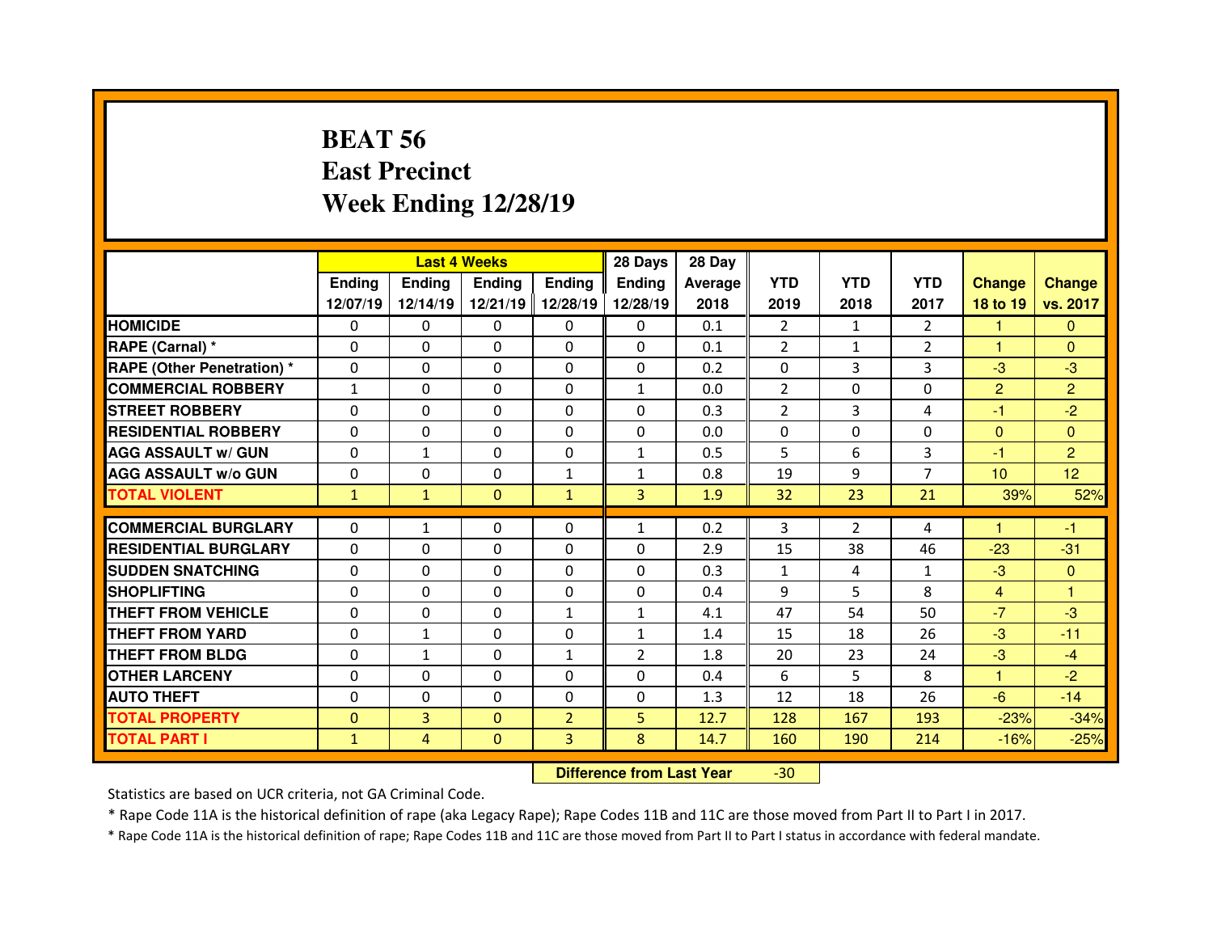# BEAT 56
# East Precinct
# Week Ending 12/28/19

| | Last 4 Weeks | | | | 28 Days | 28 Day | | | | | |
|---|---|---|---|---|---|---|---|---|---|---|---|
| | Ending 12/07/19 | Ending 12/14/19 | Ending 12/21/19 | Ending 12/28/19 | Ending 12/28/19 | Average 2018 | YTD 2019 | YTD 2018 | YTD 2017 | Change 18 to 19 | Change vs. 2017 |
| HOMICIDE | 0 | 0 | 0 | 0 | 0 | 0.1 | 2 | 1 | 2 | 1 | 0 |
| RAPE (Carnal) * | 0 | 0 | 0 | 0 | 0 | 0.1 | 2 | 1 | 2 | 1 | 0 |
| RAPE (Other Penetration) * | 0 | 0 | 0 | 0 | 0 | 0.2 | 0 | 3 | 3 | -3 | -3 |
| COMMERCIAL ROBBERY | 1 | 0 | 0 | 0 | 1 | 0.0 | 2 | 0 | 0 | 2 | 2 |
| STREET ROBBERY | 0 | 0 | 0 | 0 | 0 | 0.3 | 2 | 3 | 4 | -1 | -2 |
| RESIDENTIAL ROBBERY | 0 | 0 | 0 | 0 | 0 | 0.0 | 0 | 0 | 0 | 0 | 0 |
| AGG ASSAULT w/ GUN | 0 | 1 | 0 | 0 | 1 | 0.5 | 5 | 6 | 3 | -1 | 2 |
| AGG ASSAULT w/o GUN | 0 | 0 | 0 | 1 | 1 | 0.8 | 19 | 9 | 7 | 10 | 12 |
| TOTAL VIOLENT | 1 | 1 | 0 | 1 | 3 | 1.9 | 32 | 23 | 21 | 39% | 52% |
| COMMERCIAL BURGLARY | 0 | 1 | 0 | 0 | 1 | 0.2 | 3 | 2 | 4 | 1 | -1 |
| RESIDENTIAL BURGLARY | 0 | 0 | 0 | 0 | 0 | 2.9 | 15 | 38 | 46 | -23 | -31 |
| SUDDEN SNATCHING | 0 | 0 | 0 | 0 | 0 | 0.3 | 1 | 4 | 1 | -3 | 0 |
| SHOPLIFTING | 0 | 0 | 0 | 0 | 0 | 0.4 | 9 | 5 | 8 | 4 | 1 |
| THEFT FROM VEHICLE | 0 | 0 | 0 | 1 | 1 | 4.1 | 47 | 54 | 50 | -7 | -3 |
| THEFT FROM YARD | 0 | 1 | 0 | 0 | 1 | 1.4 | 15 | 18 | 26 | -3 | -11 |
| THEFT FROM BLDG | 0 | 1 | 0 | 1 | 2 | 1.8 | 20 | 23 | 24 | -3 | -4 |
| OTHER LARCENY | 0 | 0 | 0 | 0 | 0 | 0.4 | 6 | 5 | 8 | 1 | -2 |
| AUTO THEFT | 0 | 0 | 0 | 0 | 0 | 1.3 | 12 | 18 | 26 | -6 | -14 |
| TOTAL PROPERTY | 0 | 3 | 0 | 2 | 5 | 12.7 | 128 | 167 | 193 | -23% | -34% |
| TOTAL PART I | 1 | 4 | 0 | 3 | 8 | 14.7 | 160 | 190 | 214 | -16% | -25% |

**Difference from Last Year** -30

Statistics are based on UCR criteria, not GA Criminal Code.

* Rape Code 11A is the historical definition of rape (aka Legacy Rape); Rape Codes 11B and 11C are those moved from Part II to Part I in 2017.

* Rape Code 11A is the historical definition of rape; Rape Codes 11B and 11C are those moved from Part II to Part I status in accordance with federal mandate.